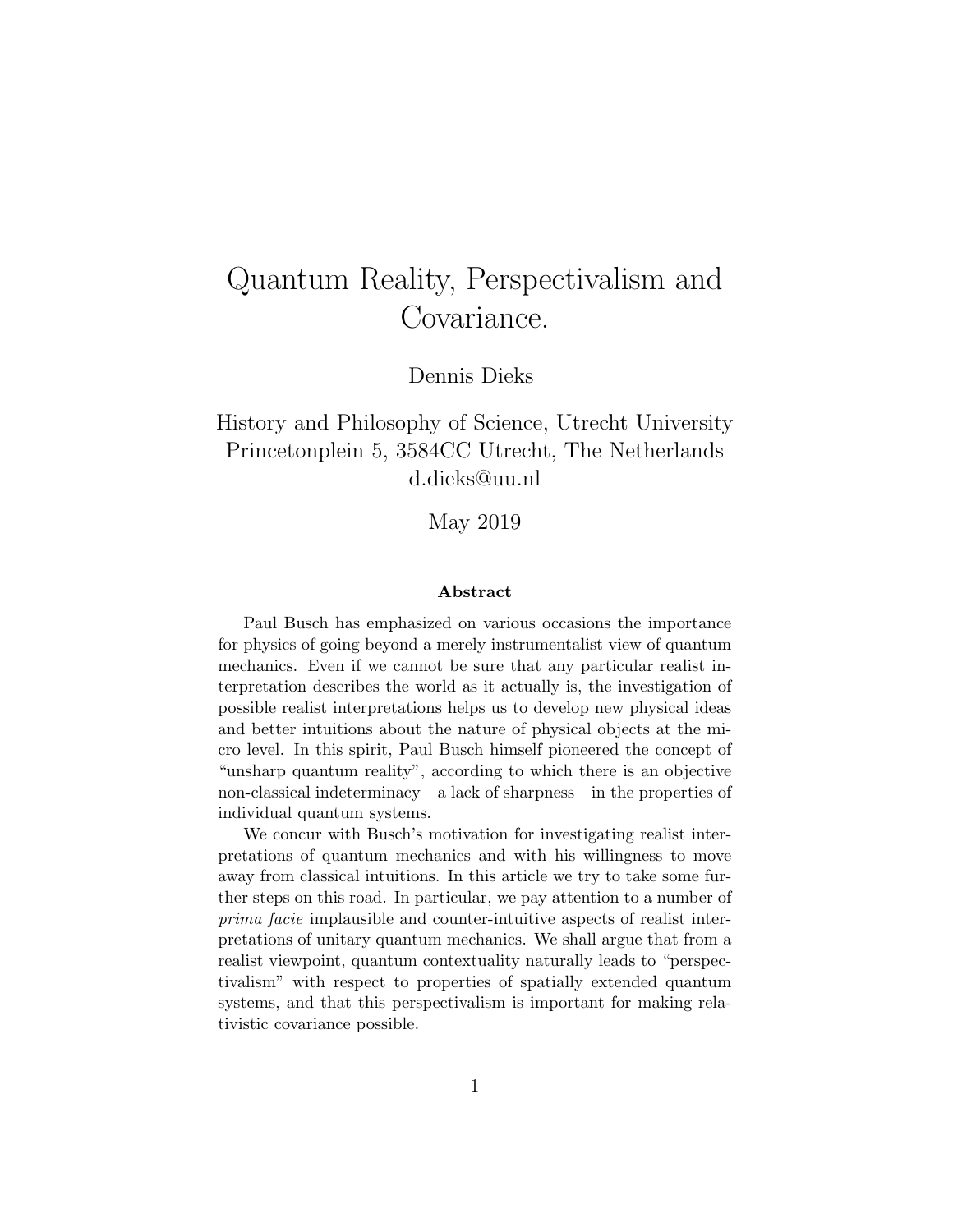# Quantum Reality, Perspectivalism and Covariance.

Dennis Dieks

History and Philosophy of Science, Utrecht University
Princetonplein 5, 3584CC Utrecht, The Netherlands
d.dieks@uu.nl

May 2019

### Abstract

Paul Busch has emphasized on various occasions the importance for physics of going beyond a merely instrumentalist view of quantum mechanics. Even if we cannot be sure that any particular realist interpretation describes the world as it actually is, the investigation of possible realist interpretations helps us to develop new physical ideas and better intuitions about the nature of physical objects at the micro level. In this spirit, Paul Busch himself pioneered the concept of "unsharp quantum reality", according to which there is an objective non-classical indeterminacy—a lack of sharpness—in the properties of individual quantum systems.

We concur with Busch's motivation for investigating realist interpretations of quantum mechanics and with his willingness to move away from classical intuitions. In this article we try to take some further steps on this road. In particular, we pay attention to a number of *prima facie* implausible and counter-intuitive aspects of realist interpretations of unitary quantum mechanics. We shall argue that from a realist viewpoint, quantum contextuality naturally leads to "perspectivalism" with respect to properties of spatially extended quantum systems, and that this perspectivalism is important for making relativistic covariance possible.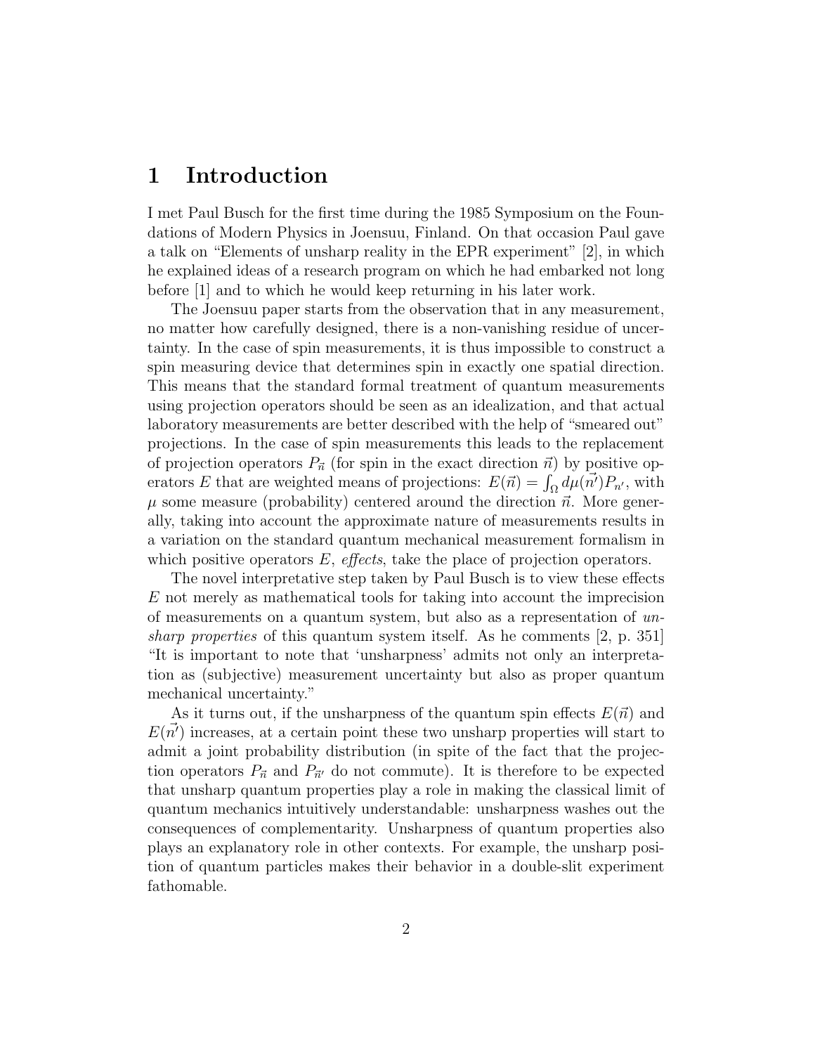# 1 Introduction

I met Paul Busch for the first time during the 1985 Symposium on the Foundations of Modern Physics in Joensuu, Finland. On that occasion Paul gave a talk on "Elements of unsharp reality in the EPR experiment" [2], in which he explained ideas of a research program on which he had embarked not long before [1] and to which he would keep returning in his later work.

The Joensuu paper starts from the observation that in any measurement, no matter how carefully designed, there is a non-vanishing residue of uncertainty. In the case of spin measurements, it is thus impossible to construct a spin measuring device that determines spin in exactly one spatial direction. This means that the standard formal treatment of quantum measurements using projection operators should be seen as an idealization, and that actual laboratory measurements are better described with the help of "smeared out" projections. In the case of spin measurements this leads to the replacement of projection operators $P_{\vec{n}}$ (for spin in the exact direction $\vec{n}$) by positive operators $E$ that are weighted means of projections: $E(\vec{n}) = \int_\Omega d\mu(\vec{n'})P_{n'}$, with $\mu$ some measure (probability) centered around the direction $\vec{n}$. More generally, taking into account the approximate nature of measurements results in a variation on the standard quantum mechanical measurement formalism in which positive operators $E$, *effects*, take the place of projection operators.

The novel interpretative step taken by Paul Busch is to view these effects $E$ not merely as mathematical tools for taking into account the imprecision of measurements on a quantum system, but also as a representation of *unsharp properties* of this quantum system itself. As he comments [2, p. 351] "It is important to note that 'unsharpness' admits not only an interpretation as (subjective) measurement uncertainty but also as proper quantum mechanical uncertainty."

As it turns out, if the unsharpness of the quantum spin effects $E(\vec{n})$ and $E(\vec{n'})$ increases, at a certain point these two unsharp properties will start to admit a joint probability distribution (in spite of the fact that the projection operators $P_{\vec{n}}$ and $P_{\vec{n}'}$ do not commute). It is therefore to be expected that unsharp quantum properties play a role in making the classical limit of quantum mechanics intuitively understandable: unsharpness washes out the consequences of complementarity. Unsharpness of quantum properties also plays an explanatory role in other contexts. For example, the unsharp position of quantum particles makes their behavior in a double-slit experiment fathomable.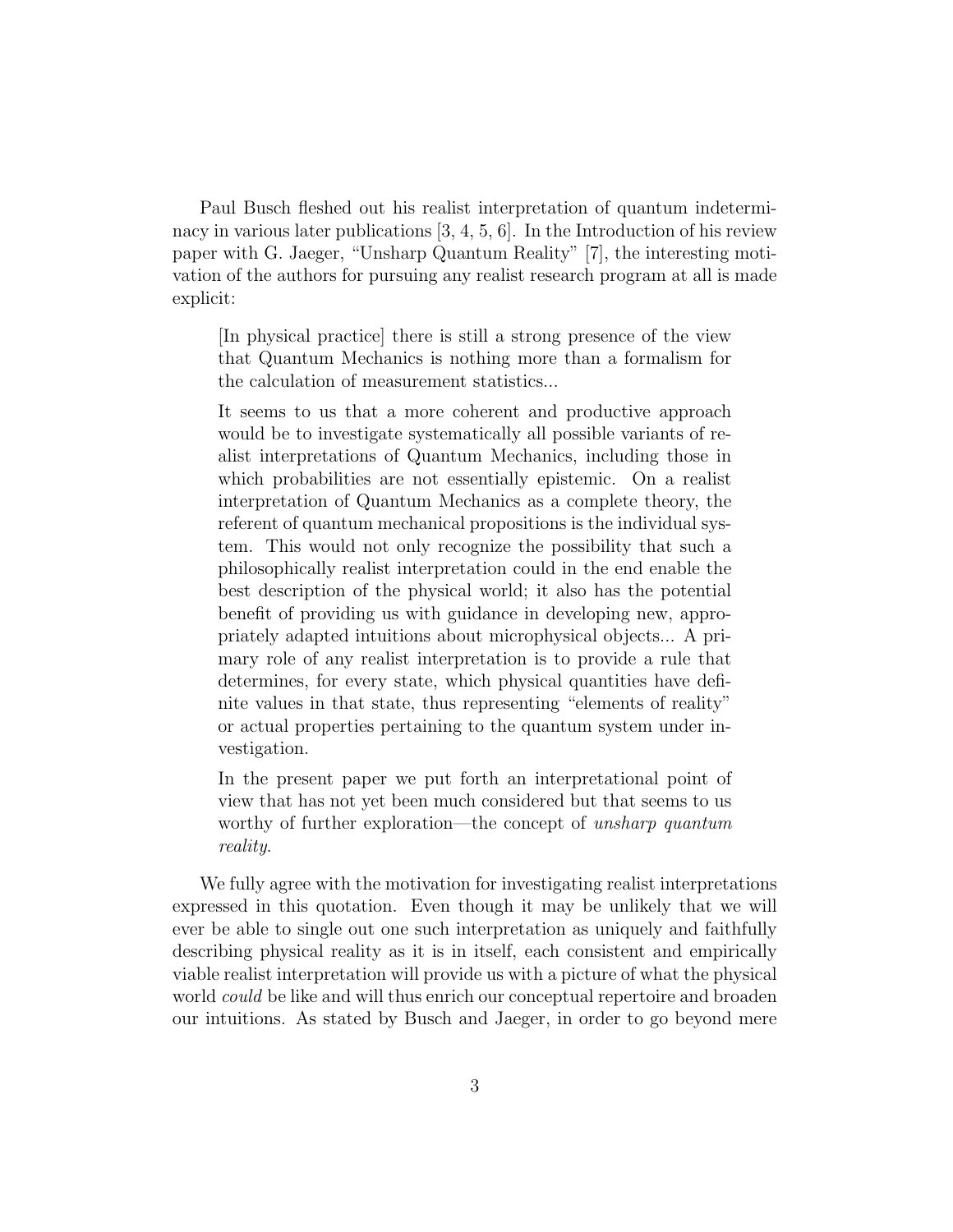Paul Busch fleshed out his realist interpretation of quantum indeterminacy in various later publications [3, 4, 5, 6]. In the Introduction of his review paper with G. Jaeger, "Unsharp Quantum Reality" [7], the interesting motivation of the authors for pursuing any realist research program at all is made explicit:

> [In physical practice] there is still a strong presence of the view that Quantum Mechanics is nothing more than a formalism for the calculation of measurement statistics...
>
> It seems to us that a more coherent and productive approach would be to investigate systematically all possible variants of realist interpretations of Quantum Mechanics, including those in which probabilities are not essentially epistemic. On a realist interpretation of Quantum Mechanics as a complete theory, the referent of quantum mechanical propositions is the individual system. This would not only recognize the possibility that such a philosophically realist interpretation could in the end enable the best description of the physical world; it also has the potential benefit of providing us with guidance in developing new, appropriately adapted intuitions about microphysical objects... A primary role of any realist interpretation is to provide a rule that determines, for every state, which physical quantities have definite values in that state, thus representing "elements of reality" or actual properties pertaining to the quantum system under investigation.
>
> In the present paper we put forth an interpretational point of view that has not yet been much considered but that seems to us worthy of further exploration—the concept of *unsharp quantum reality*.

We fully agree with the motivation for investigating realist interpretations expressed in this quotation. Even though it may be unlikely that we will ever be able to single out one such interpretation as uniquely and faithfully describing physical reality as it is in itself, each consistent and empirically viable realist interpretation will provide us with a picture of what the physical world *could* be like and will thus enrich our conceptual repertoire and broaden our intuitions. As stated by Busch and Jaeger, in order to go beyond mere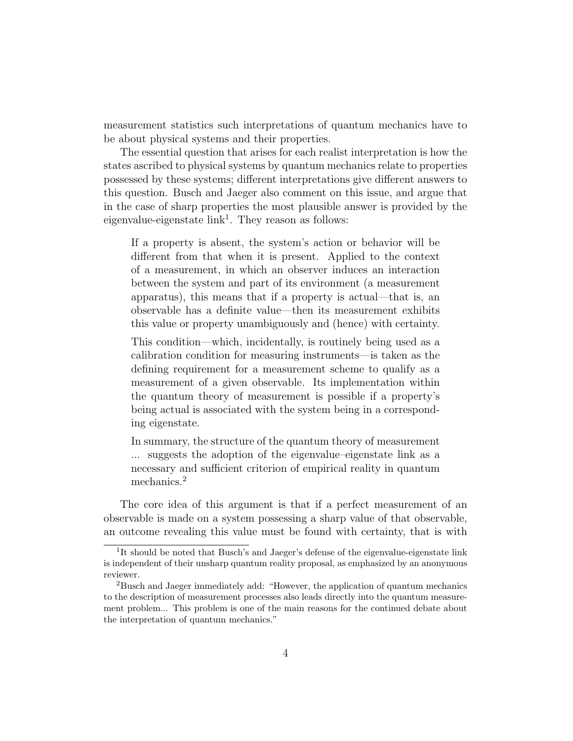measurement statistics such interpretations of quantum mechanics have to be about physical systems and their properties.

The essential question that arises for each realist interpretation is how the states ascribed to physical systems by quantum mechanics relate to properties possessed by these systems; different interpretations give different answers to this question. Busch and Jaeger also comment on this issue, and argue that in the case of sharp properties the most plausible answer is provided by the eigenvalue-eigenstate link[1]. They reason as follows:

> If a property is absent, the system's action or behavior will be different from that when it is present. Applied to the context of a measurement, in which an observer induces an interaction between the system and part of its environment (a measurement apparatus), this means that if a property is actual—that is, an observable has a definite value—then its measurement exhibits this value or property unambiguously and (hence) with certainty.
>
> This condition—which, incidentally, is routinely being used as a calibration condition for measuring instruments—is taken as the defining requirement for a measurement scheme to qualify as a measurement of a given observable. Its implementation within the quantum theory of measurement is possible if a property's being actual is associated with the system being in a corresponding eigenstate.
>
> In summary, the structure of the quantum theory of measurement ... suggests the adoption of the eigenvalue–eigenstate link as a necessary and sufficient criterion of empirical reality in quantum mechanics.[2]

The core idea of this argument is that if a perfect measurement of an observable is made on a system possessing a sharp value of that observable, an outcome revealing this value must be found with certainty, that is with

[1] It should be noted that Busch's and Jaeger's defense of the eigenvalue-eigenstate link is independent of their unsharp quantum reality proposal, as emphasized by an anonymous reviewer.

[2] Busch and Jaeger immediately add: "However, the application of quantum mechanics to the description of measurement processes also leads directly into the quantum measurement problem... This problem is one of the main reasons for the continued debate about the interpretation of quantum mechanics."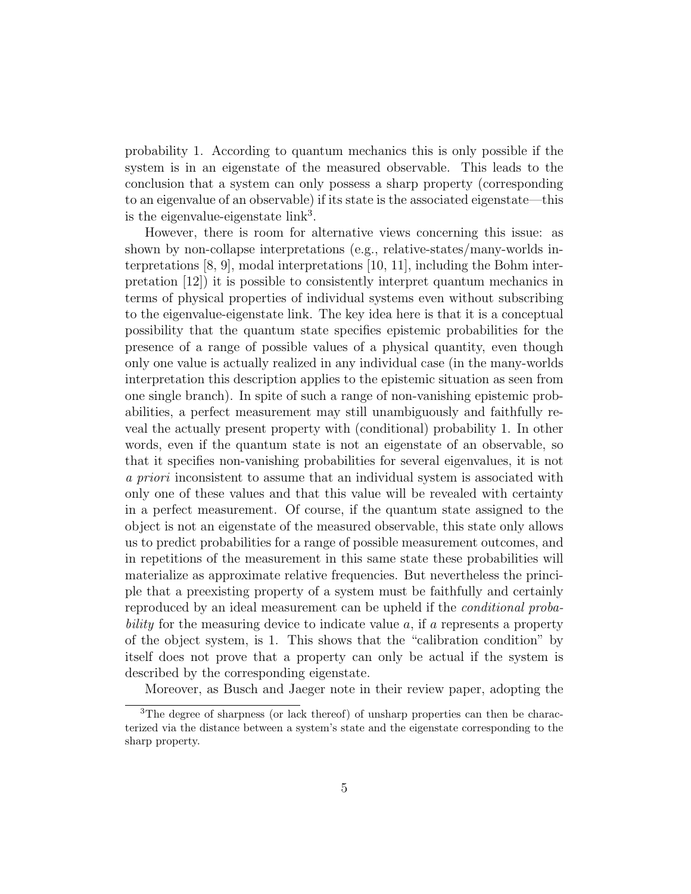probability 1. According to quantum mechanics this is only possible if the system is in an eigenstate of the measured observable. This leads to the conclusion that a system can only possess a sharp property (corresponding to an eigenvalue of an observable) if its state is the associated eigenstate—this is the eigenvalue-eigenstate link[3].

However, there is room for alternative views concerning this issue: as shown by non-collapse interpretations (e.g., relative-states/many-worlds interpretations [8, 9], modal interpretations [10, 11], including the Bohm interpretation [12]) it is possible to consistently interpret quantum mechanics in terms of physical properties of individual systems even without subscribing to the eigenvalue-eigenstate link. The key idea here is that it is a conceptual possibility that the quantum state specifies epistemic probabilities for the presence of a range of possible values of a physical quantity, even though only one value is actually realized in any individual case (in the many-worlds interpretation this description applies to the epistemic situation as seen from one single branch). In spite of such a range of non-vanishing epistemic probabilities, a perfect measurement may still unambiguously and faithfully reveal the actually present property with (conditional) probability 1. In other words, even if the quantum state is not an eigenstate of an observable, so that it specifies non-vanishing probabilities for several eigenvalues, it is not *a priori* inconsistent to assume that an individual system is associated with only one of these values and that this value will be revealed with certainty in a perfect measurement. Of course, if the quantum state assigned to the object is not an eigenstate of the measured observable, this state only allows us to predict probabilities for a range of possible measurement outcomes, and in repetitions of the measurement in this same state these probabilities will materialize as approximate relative frequencies. But nevertheless the principle that a preexisting property of a system must be faithfully and certainly reproduced by an ideal measurement can be upheld if the *conditional probability* for the measuring device to indicate value $a$, if $a$ represents a property of the object system, is 1. This shows that the "calibration condition" by itself does not prove that a property can only be actual if the system is described by the corresponding eigenstate.

Moreover, as Busch and Jaeger note in their review paper, adopting the

[3]The degree of sharpness (or lack thereof) of unsharp properties can then be characterized via the distance between a system's state and the eigenstate corresponding to the sharp property.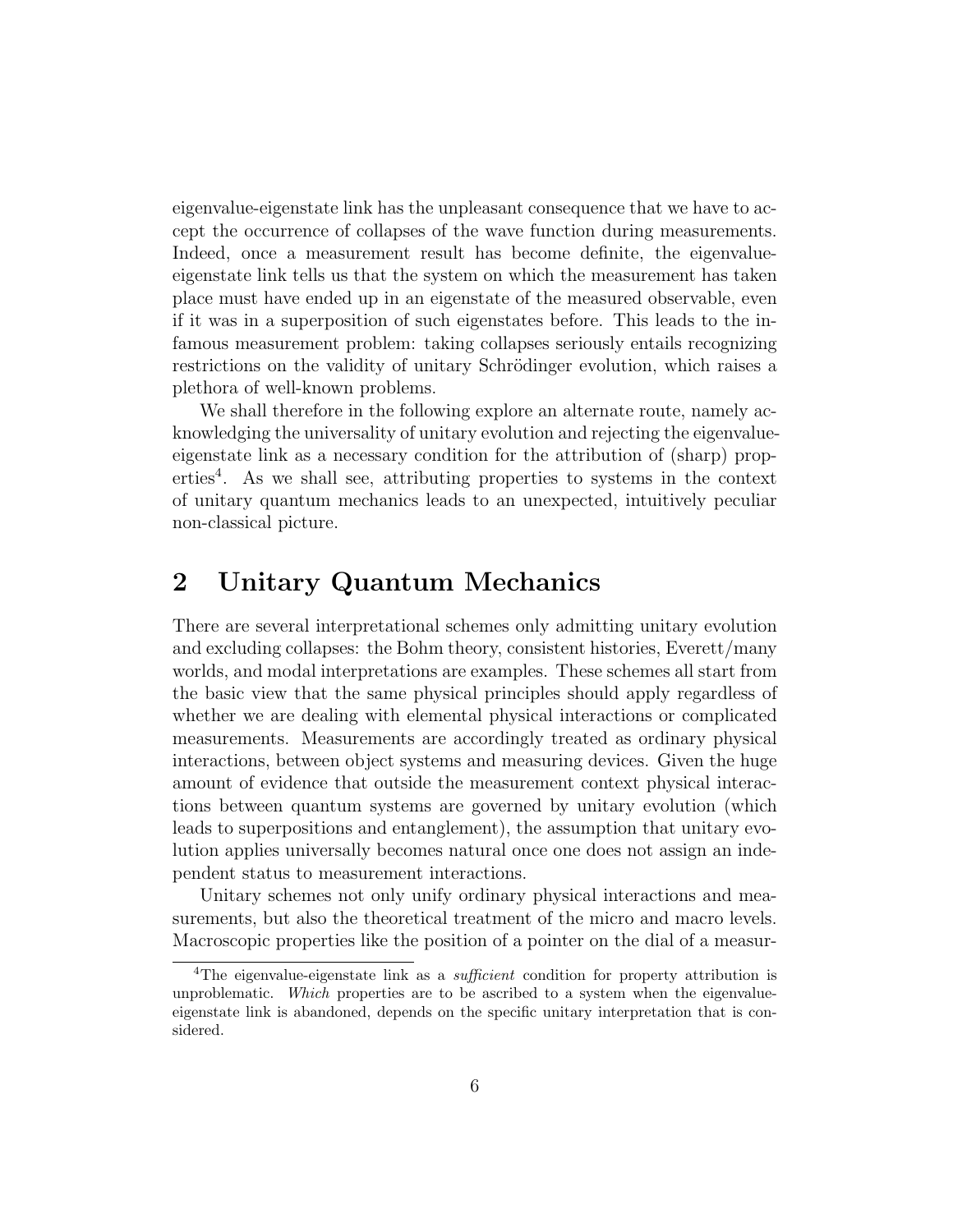eigenvalue-eigenstate link has the unpleasant consequence that we have to accept the occurrence of collapses of the wave function during measurements. Indeed, once a measurement result has become definite, the eigenvalue-eigenstate link tells us that the system on which the measurement has taken place must have ended up in an eigenstate of the measured observable, even if it was in a superposition of such eigenstates before. This leads to the infamous measurement problem: taking collapses seriously entails recognizing restrictions on the validity of unitary Schrödinger evolution, which raises a plethora of well-known problems.

We shall therefore in the following explore an alternate route, namely acknowledging the universality of unitary evolution and rejecting the eigenvalue-eigenstate link as a necessary condition for the attribution of (sharp) properties[4]. As we shall see, attributing properties to systems in the context of unitary quantum mechanics leads to an unexpected, intuitively peculiar non-classical picture.

## 2 Unitary Quantum Mechanics

There are several interpretational schemes only admitting unitary evolution and excluding collapses: the Bohm theory, consistent histories, Everett/many worlds, and modal interpretations are examples. These schemes all start from the basic view that the same physical principles should apply regardless of whether we are dealing with elemental physical interactions or complicated measurements. Measurements are accordingly treated as ordinary physical interactions, between object systems and measuring devices. Given the huge amount of evidence that outside the measurement context physical interactions between quantum systems are governed by unitary evolution (which leads to superpositions and entanglement), the assumption that unitary evolution applies universally becomes natural once one does not assign an independent status to measurement interactions.

Unitary schemes not only unify ordinary physical interactions and measurements, but also the theoretical treatment of the micro and macro levels. Macroscopic properties like the position of a pointer on the dial of a measur-

[4]The eigenvalue-eigenstate link as a *sufficient* condition for property attribution is unproblematic. *Which* properties are to be ascribed to a system when the eigenvalue-eigenstate link is abandoned, depends on the specific unitary interpretation that is considered.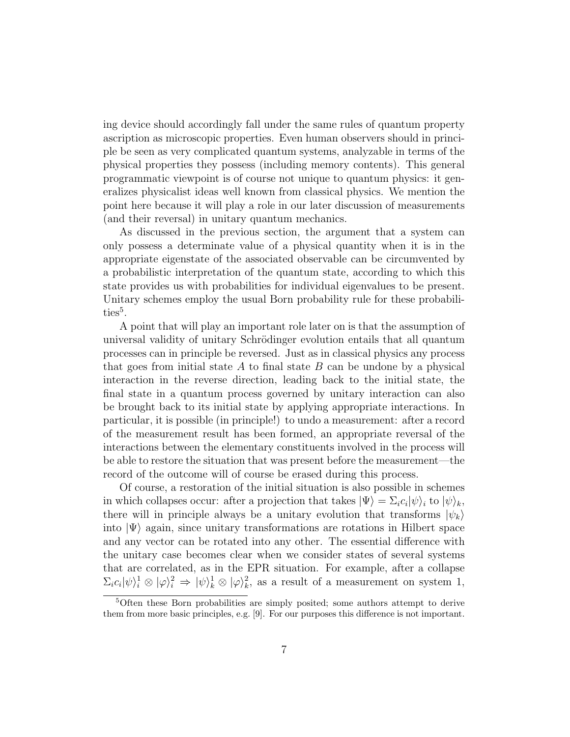ing device should accordingly fall under the same rules of quantum property ascription as microscopic properties. Even human observers should in principle be seen as very complicated quantum systems, analyzable in terms of the physical properties they possess (including memory contents). This general programmatic viewpoint is of course not unique to quantum physics: it generalizes physicalist ideas well known from classical physics. We mention the point here because it will play a role in our later discussion of measurements (and their reversal) in unitary quantum mechanics.

As discussed in the previous section, the argument that a system can only possess a determinate value of a physical quantity when it is in the appropriate eigenstate of the associated observable can be circumvented by a probabilistic interpretation of the quantum state, according to which this state provides us with probabilities for individual eigenvalues to be present. Unitary schemes employ the usual Born probability rule for these probabilities[5].

A point that will play an important role later on is that the assumption of universal validity of unitary Schrödinger evolution entails that all quantum processes can in principle be reversed. Just as in classical physics any process that goes from initial state $A$ to final state $B$ can be undone by a physical interaction in the reverse direction, leading back to the initial state, the final state in a quantum process governed by unitary interaction can also be brought back to its initial state by applying appropriate interactions. In particular, it is possible (in principle!) to undo a measurement: after a record of the measurement result has been formed, an appropriate reversal of the interactions between the elementary constituents involved in the process will be able to restore the situation that was present before the measurement—the record of the outcome will of course be erased during this process.

Of course, a restoration of the initial situation is also possible in schemes in which collapses occur: after a projection that takes $|\Psi\rangle = \Sigma_i c_i |\psi\rangle_i$ to $|\psi\rangle_k$, there will in principle always be a unitary evolution that transforms $|\psi_k\rangle$ into $|\Psi\rangle$ again, since unitary transformations are rotations in Hilbert space and any vector can be rotated into any other. The essential difference with the unitary case becomes clear when we consider states of several systems that are correlated, as in the EPR situation. For example, after a collapse $\Sigma_i c_i |\psi\rangle_i^1 \otimes |\varphi\rangle_i^2 \Rightarrow |\psi\rangle_k^1 \otimes |\varphi\rangle_k^2$, as a result of a measurement on system 1,

[5] Often these Born probabilities are simply posited; some authors attempt to derive them from more basic principles, e.g. [9]. For our purposes this difference is not important.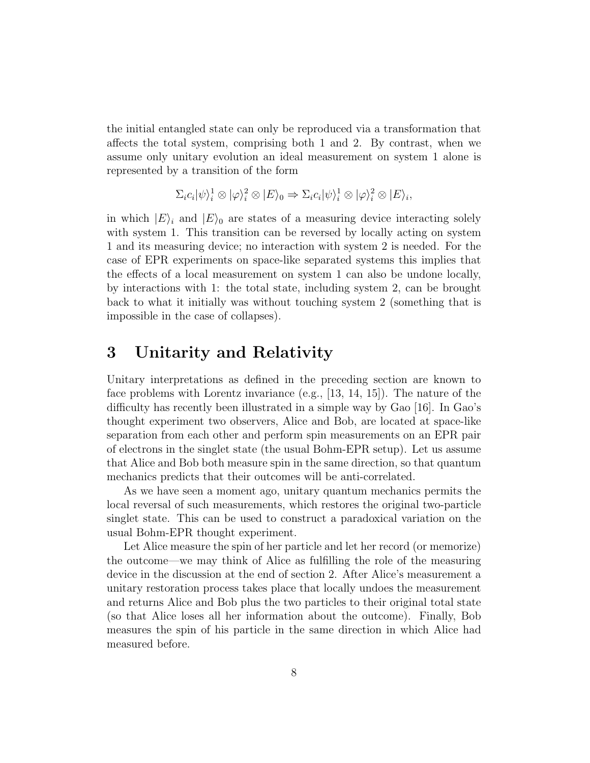the initial entangled state can only be reproduced via a transformation that affects the total system, comprising both 1 and 2. By contrast, when we assume only unitary evolution an ideal measurement on system 1 alone is represented by a transition of the form

$$\Sigma_i c_i |\psi\rangle_i^1 \otimes |\varphi\rangle_i^2 \otimes |E\rangle_0 \Rightarrow \Sigma_i c_i |\psi\rangle_i^1 \otimes |\varphi\rangle_i^2 \otimes |E\rangle_i,$$

in which $|E\rangle_i$ and $|E\rangle_0$ are states of a measuring device interacting solely with system 1. This transition can be reversed by locally acting on system 1 and its measuring device; no interaction with system 2 is needed. For the case of EPR experiments on space-like separated systems this implies that the effects of a local measurement on system 1 can also be undone locally, by interactions with 1: the total state, including system 2, can be brought back to what it initially was without touching system 2 (something that is impossible in the case of collapses).

# 3 Unitarity and Relativity

Unitary interpretations as defined in the preceding section are known to face problems with Lorentz invariance (e.g., [13, 14, 15]). The nature of the difficulty has recently been illustrated in a simple way by Gao [16]. In Gao's thought experiment two observers, Alice and Bob, are located at space-like separation from each other and perform spin measurements on an EPR pair of electrons in the singlet state (the usual Bohm-EPR setup). Let us assume that Alice and Bob both measure spin in the same direction, so that quantum mechanics predicts that their outcomes will be anti-correlated.

As we have seen a moment ago, unitary quantum mechanics permits the local reversal of such measurements, which restores the original two-particle singlet state. This can be used to construct a paradoxical variation on the usual Bohm-EPR thought experiment.

Let Alice measure the spin of her particle and let her record (or memorize) the outcome—we may think of Alice as fulfilling the role of the measuring device in the discussion at the end of section 2. After Alice's measurement a unitary restoration process takes place that locally undoes the measurement and returns Alice and Bob plus the two particles to their original total state (so that Alice loses all her information about the outcome). Finally, Bob measures the spin of his particle in the same direction in which Alice had measured before.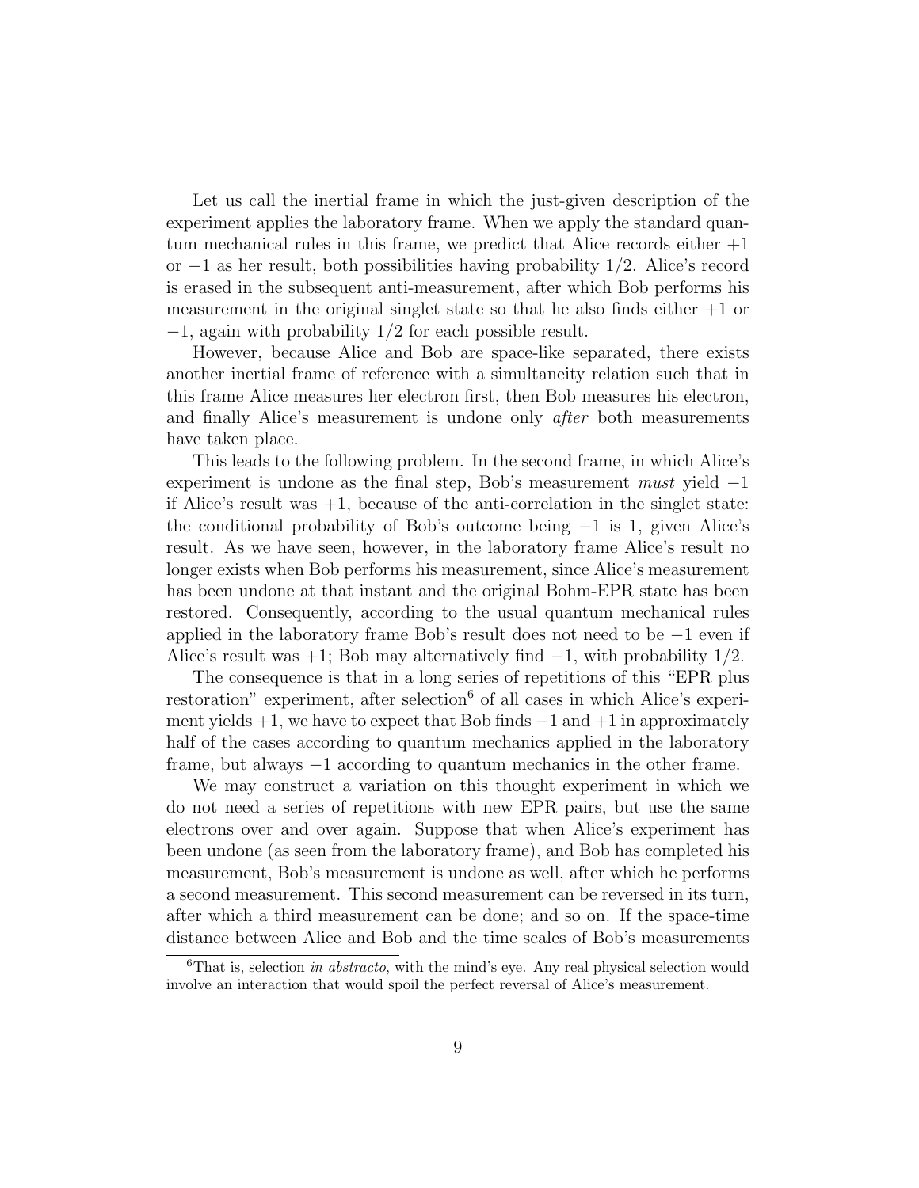Let us call the inertial frame in which the just-given description of the experiment applies the laboratory frame. When we apply the standard quantum mechanical rules in this frame, we predict that Alice records either $+1$ or $-1$ as her result, both possibilities having probability $1/2$. Alice's record is erased in the subsequent anti-measurement, after which Bob performs his measurement in the original singlet state so that he also finds either $+1$ or $-1$, again with probability $1/2$ for each possible result.

However, because Alice and Bob are space-like separated, there exists another inertial frame of reference with a simultaneity relation such that in this frame Alice measures her electron first, then Bob measures his electron, and finally Alice's measurement is undone only *after* both measurements have taken place.

This leads to the following problem. In the second frame, in which Alice's experiment is undone as the final step, Bob's measurement *must* yield $-1$ if Alice's result was $+1$, because of the anti-correlation in the singlet state: the conditional probability of Bob's outcome being $-1$ is 1, given Alice's result. As we have seen, however, in the laboratory frame Alice's result no longer exists when Bob performs his measurement, since Alice's measurement has been undone at that instant and the original Bohm-EPR state has been restored. Consequently, according to the usual quantum mechanical rules applied in the laboratory frame Bob's result does not need to be $-1$ even if Alice's result was $+1$; Bob may alternatively find $-1$, with probability $1/2$.

The consequence is that in a long series of repetitions of this "EPR plus restoration" experiment, after selection[6] of all cases in which Alice's experiment yields $+1$, we have to expect that Bob finds $-1$ and $+1$ in approximately half of the cases according to quantum mechanics applied in the laboratory frame, but always $-1$ according to quantum mechanics in the other frame.

We may construct a variation on this thought experiment in which we do not need a series of repetitions with new EPR pairs, but use the same electrons over and over again. Suppose that when Alice's experiment has been undone (as seen from the laboratory frame), and Bob has completed his measurement, Bob's measurement is undone as well, after which he performs a second measurement. This second measurement can be reversed in its turn, after which a third measurement can be done; and so on. If the space-time distance between Alice and Bob and the time scales of Bob's measurements

[6] That is, selection *in abstracto*, with the mind's eye. Any real physical selection would involve an interaction that would spoil the perfect reversal of Alice's measurement.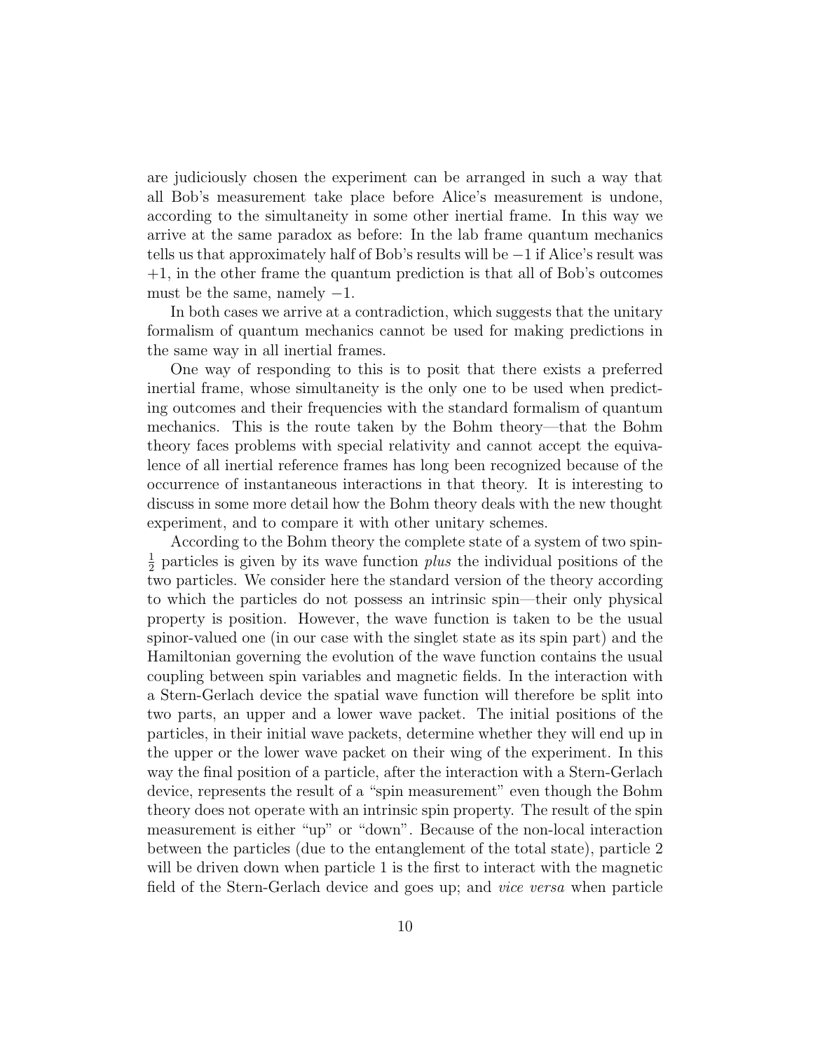are judiciously chosen the experiment can be arranged in such a way that all Bob's measurement take place before Alice's measurement is undone, according to the simultaneity in some other inertial frame. In this way we arrive at the same paradox as before: In the lab frame quantum mechanics tells us that approximately half of Bob's results will be $-1$ if Alice's result was $+1$, in the other frame the quantum prediction is that all of Bob's outcomes must be the same, namely $-1$.

In both cases we arrive at a contradiction, which suggests that the unitary formalism of quantum mechanics cannot be used for making predictions in the same way in all inertial frames.

One way of responding to this is to posit that there exists a preferred inertial frame, whose simultaneity is the only one to be used when predicting outcomes and their frequencies with the standard formalism of quantum mechanics. This is the route taken by the Bohm theory—that the Bohm theory faces problems with special relativity and cannot accept the equivalence of all inertial reference frames has long been recognized because of the occurrence of instantaneous interactions in that theory. It is interesting to discuss in some more detail how the Bohm theory deals with the new thought experiment, and to compare it with other unitary schemes.

According to the Bohm theory the complete state of a system of two spin-$\frac{1}{2}$ particles is given by its wave function *plus* the individual positions of the two particles. We consider here the standard version of the theory according to which the particles do not possess an intrinsic spin—their only physical property is position. However, the wave function is taken to be the usual spinor-valued one (in our case with the singlet state as its spin part) and the Hamiltonian governing the evolution of the wave function contains the usual coupling between spin variables and magnetic fields. In the interaction with a Stern-Gerlach device the spatial wave function will therefore be split into two parts, an upper and a lower wave packet. The initial positions of the particles, in their initial wave packets, determine whether they will end up in the upper or the lower wave packet on their wing of the experiment. In this way the final position of a particle, after the interaction with a Stern-Gerlach device, represents the result of a "spin measurement" even though the Bohm theory does not operate with an intrinsic spin property. The result of the spin measurement is either "up" or "down". Because of the non-local interaction between the particles (due to the entanglement of the total state), particle 2 will be driven down when particle 1 is the first to interact with the magnetic field of the Stern-Gerlach device and goes up; and *vice versa* when particle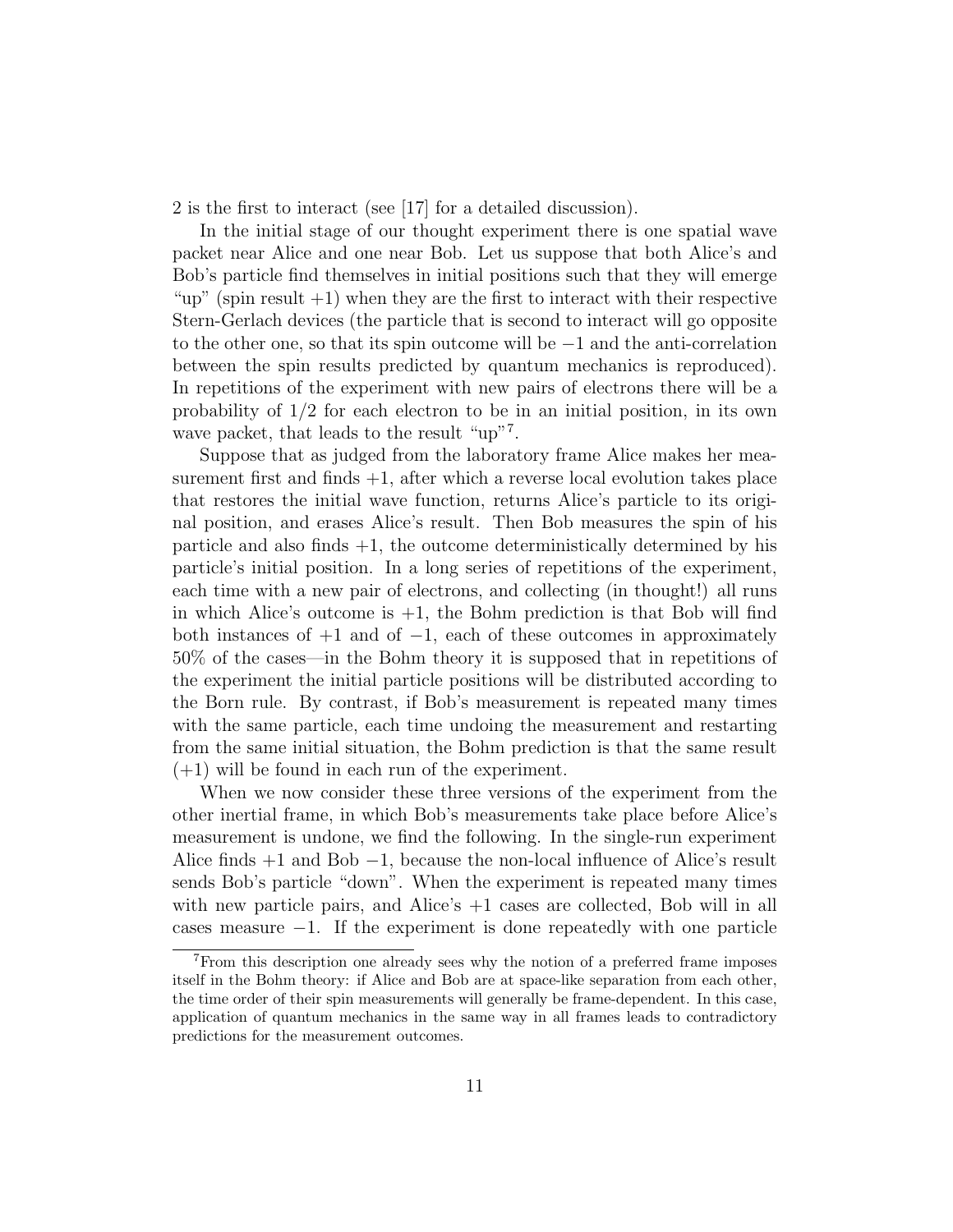2 is the first to interact (see [17] for a detailed discussion).

In the initial stage of our thought experiment there is one spatial wave packet near Alice and one near Bob. Let us suppose that both Alice's and Bob's particle find themselves in initial positions such that they will emerge "up" (spin result $+1$) when they are the first to interact with their respective Stern-Gerlach devices (the particle that is second to interact will go opposite to the other one, so that its spin outcome will be $-1$ and the anti-correlation between the spin results predicted by quantum mechanics is reproduced). In repetitions of the experiment with new pairs of electrons there will be a probability of $1/2$ for each electron to be in an initial position, in its own wave packet, that leads to the result "up"[7].

Suppose that as judged from the laboratory frame Alice makes her measurement first and finds $+1$, after which a reverse local evolution takes place that restores the initial wave function, returns Alice's particle to its original position, and erases Alice's result. Then Bob measures the spin of his particle and also finds $+1$, the outcome deterministically determined by his particle's initial position. In a long series of repetitions of the experiment, each time with a new pair of electrons, and collecting (in thought!) all runs in which Alice's outcome is $+1$, the Bohm prediction is that Bob will find both instances of $+1$ and of $-1$, each of these outcomes in approximately 50% of the cases—in the Bohm theory it is supposed that in repetitions of the experiment the initial particle positions will be distributed according to the Born rule. By contrast, if Bob's measurement is repeated many times with the same particle, each time undoing the measurement and restarting from the same initial situation, the Bohm prediction is that the same result ($+1$) will be found in each run of the experiment.

When we now consider these three versions of the experiment from the other inertial frame, in which Bob's measurements take place before Alice's measurement is undone, we find the following. In the single-run experiment Alice finds $+1$ and Bob $-1$, because the non-local influence of Alice's result sends Bob's particle "down". When the experiment is repeated many times with new particle pairs, and Alice's $+1$ cases are collected, Bob will in all cases measure $-1$. If the experiment is done repeatedly with one particle

[7] From this description one already sees why the notion of a preferred frame imposes itself in the Bohm theory: if Alice and Bob are at space-like separation from each other, the time order of their spin measurements will generally be frame-dependent. In this case, application of quantum mechanics in the same way in all frames leads to contradictory predictions for the measurement outcomes.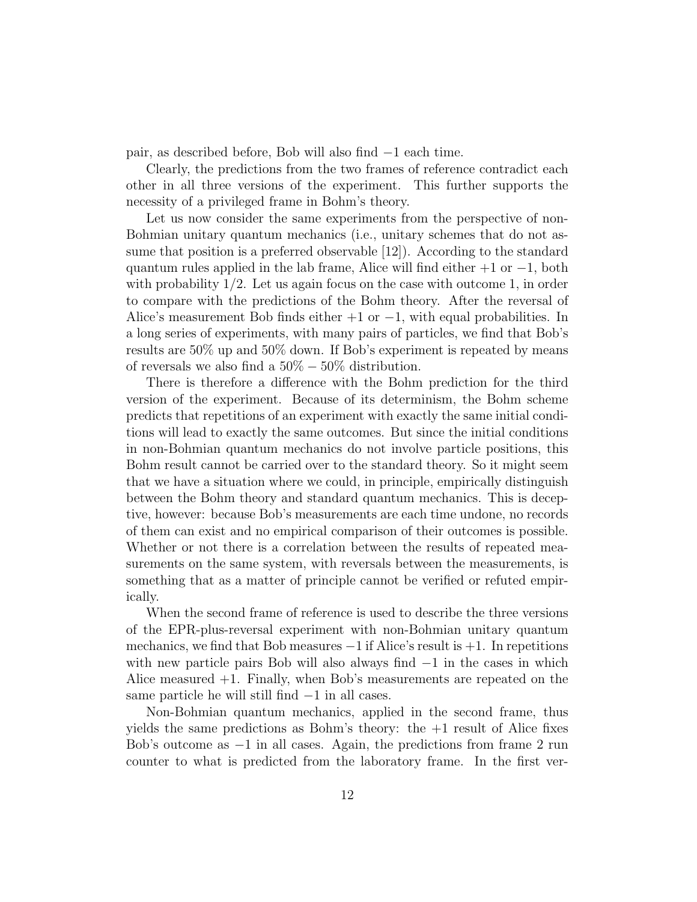pair, as described before, Bob will also find $-1$ each time.

Clearly, the predictions from the two frames of reference contradict each other in all three versions of the experiment. This further supports the necessity of a privileged frame in Bohm's theory.

Let us now consider the same experiments from the perspective of non-Bohmian unitary quantum mechanics (i.e., unitary schemes that do not assume that position is a preferred observable [12]). According to the standard quantum rules applied in the lab frame, Alice will find either $+1$ or $-1$, both with probability $1/2$. Let us again focus on the case with outcome 1, in order to compare with the predictions of the Bohm theory. After the reversal of Alice's measurement Bob finds either $+1$ or $-1$, with equal probabilities. In a long series of experiments, with many pairs of particles, we find that Bob's results are 50% up and 50% down. If Bob's experiment is repeated by means of reversals we also find a $50\% - 50\%$ distribution.

There is therefore a difference with the Bohm prediction for the third version of the experiment. Because of its determinism, the Bohm scheme predicts that repetitions of an experiment with exactly the same initial conditions will lead to exactly the same outcomes. But since the initial conditions in non-Bohmian quantum mechanics do not involve particle positions, this Bohm result cannot be carried over to the standard theory. So it might seem that we have a situation where we could, in principle, empirically distinguish between the Bohm theory and standard quantum mechanics. This is deceptive, however: because Bob's measurements are each time undone, no records of them can exist and no empirical comparison of their outcomes is possible. Whether or not there is a correlation between the results of repeated measurements on the same system, with reversals between the measurements, is something that as a matter of principle cannot be verified or refuted empirically.

When the second frame of reference is used to describe the three versions of the EPR-plus-reversal experiment with non-Bohmian unitary quantum mechanics, we find that Bob measures $-1$ if Alice's result is $+1$. In repetitions with new particle pairs Bob will also always find $-1$ in the cases in which Alice measured $+1$. Finally, when Bob's measurements are repeated on the same particle he will still find $-1$ in all cases.

Non-Bohmian quantum mechanics, applied in the second frame, thus yields the same predictions as Bohm's theory: the $+1$ result of Alice fixes Bob's outcome as $-1$ in all cases. Again, the predictions from frame 2 run counter to what is predicted from the laboratory frame. In the first ver-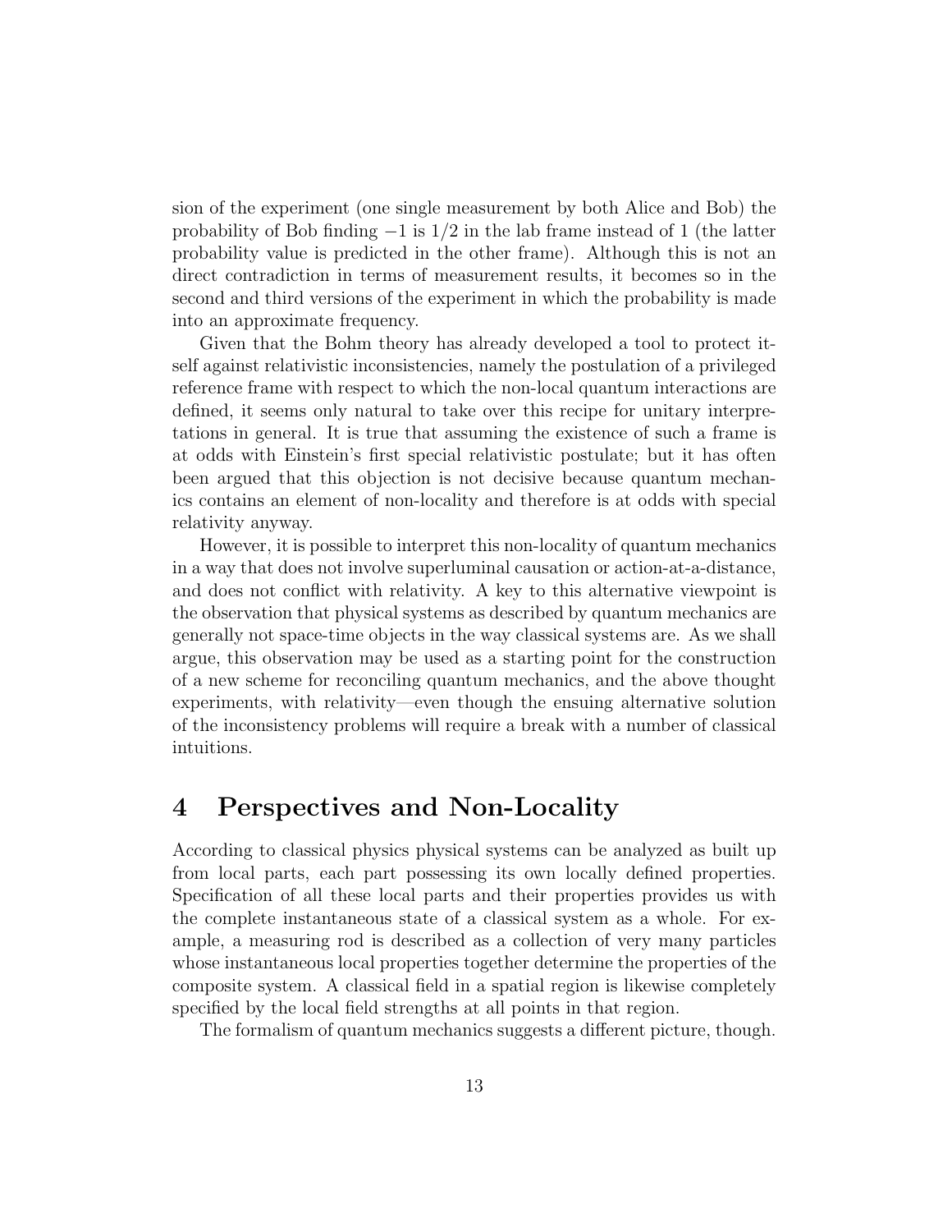sion of the experiment (one single measurement by both Alice and Bob) the probability of Bob finding $-1$ is $1/2$ in the lab frame instead of 1 (the latter probability value is predicted in the other frame). Although this is not an direct contradiction in terms of measurement results, it becomes so in the second and third versions of the experiment in which the probability is made into an approximate frequency.

Given that the Bohm theory has already developed a tool to protect itself against relativistic inconsistencies, namely the postulation of a privileged reference frame with respect to which the non-local quantum interactions are defined, it seems only natural to take over this recipe for unitary interpretations in general. It is true that assuming the existence of such a frame is at odds with Einstein's first special relativistic postulate; but it has often been argued that this objection is not decisive because quantum mechanics contains an element of non-locality and therefore is at odds with special relativity anyway.

However, it is possible to interpret this non-locality of quantum mechanics in a way that does not involve superluminal causation or action-at-a-distance, and does not conflict with relativity. A key to this alternative viewpoint is the observation that physical systems as described by quantum mechanics are generally not space-time objects in the way classical systems are. As we shall argue, this observation may be used as a starting point for the construction of a new scheme for reconciling quantum mechanics, and the above thought experiments, with relativity—even though the ensuing alternative solution of the inconsistency problems will require a break with a number of classical intuitions.

# 4 Perspectives and Non-Locality

According to classical physics physical systems can be analyzed as built up from local parts, each part possessing its own locally defined properties. Specification of all these local parts and their properties provides us with the complete instantaneous state of a classical system as a whole. For example, a measuring rod is described as a collection of very many particles whose instantaneous local properties together determine the properties of the composite system. A classical field in a spatial region is likewise completely specified by the local field strengths at all points in that region.

The formalism of quantum mechanics suggests a different picture, though.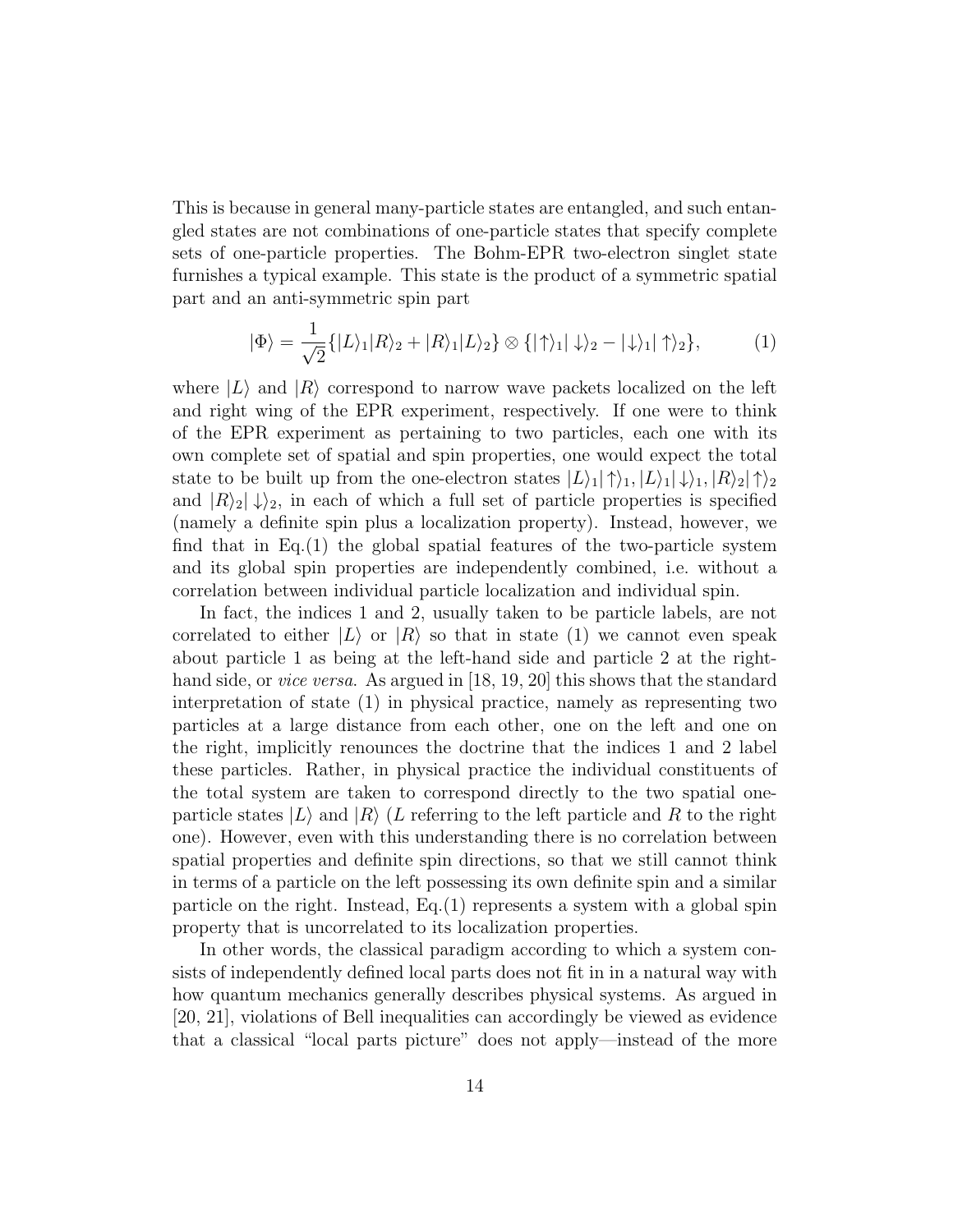This is because in general many-particle states are entangled, and such entangled states are not combinations of one-particle states that specify complete sets of one-particle properties. The Bohm-EPR two-electron singlet state furnishes a typical example. This state is the product of a symmetric spatial part and an anti-symmetric spin part

$$|\Phi\rangle = \frac{1}{\sqrt{2}}\{|L\rangle_1|R\rangle_2 + |R\rangle_1|L\rangle_2\} \otimes \{|\uparrow\rangle_1|\downarrow\rangle_2 - |\downarrow\rangle_1|\uparrow\rangle_2\}, \tag{1}$$

where $|L\rangle$ and $|R\rangle$ correspond to narrow wave packets localized on the left and right wing of the EPR experiment, respectively. If one were to think of the EPR experiment as pertaining to two particles, each one with its own complete set of spatial and spin properties, one would expect the total state to be built up from the one-electron states $|L\rangle_1|\uparrow\rangle_1, |L\rangle_1|\downarrow\rangle_1, |R\rangle_2|\uparrow\rangle_2$ and $|R\rangle_2|\downarrow\rangle_2$, in each of which a full set of particle properties is specified (namely a definite spin plus a localization property). Instead, however, we find that in Eq.(1) the global spatial features of the two-particle system and its global spin properties are independently combined, i.e. without a correlation between individual particle localization and individual spin.

In fact, the indices 1 and 2, usually taken to be particle labels, are not correlated to either $|L\rangle$ or $|R\rangle$ so that in state (1) we cannot even speak about particle 1 as being at the left-hand side and particle 2 at the right-hand side, or *vice versa*. As argued in [18, 19, 20] this shows that the standard interpretation of state (1) in physical practice, namely as representing two particles at a large distance from each other, one on the left and one on the right, implicitly renounces the doctrine that the indices 1 and 2 label these particles. Rather, in physical practice the individual constituents of the total system are taken to correspond directly to the two spatial one-particle states $|L\rangle$ and $|R\rangle$ ($L$ referring to the left particle and $R$ to the right one). However, even with this understanding there is no correlation between spatial properties and definite spin directions, so that we still cannot think in terms of a particle on the left possessing its own definite spin and a similar particle on the right. Instead, Eq.(1) represents a system with a global spin property that is uncorrelated to its localization properties.

In other words, the classical paradigm according to which a system consists of independently defined local parts does not fit in in a natural way with how quantum mechanics generally describes physical systems. As argued in [20, 21], violations of Bell inequalities can accordingly be viewed as evidence that a classical "local parts picture" does not apply—instead of the more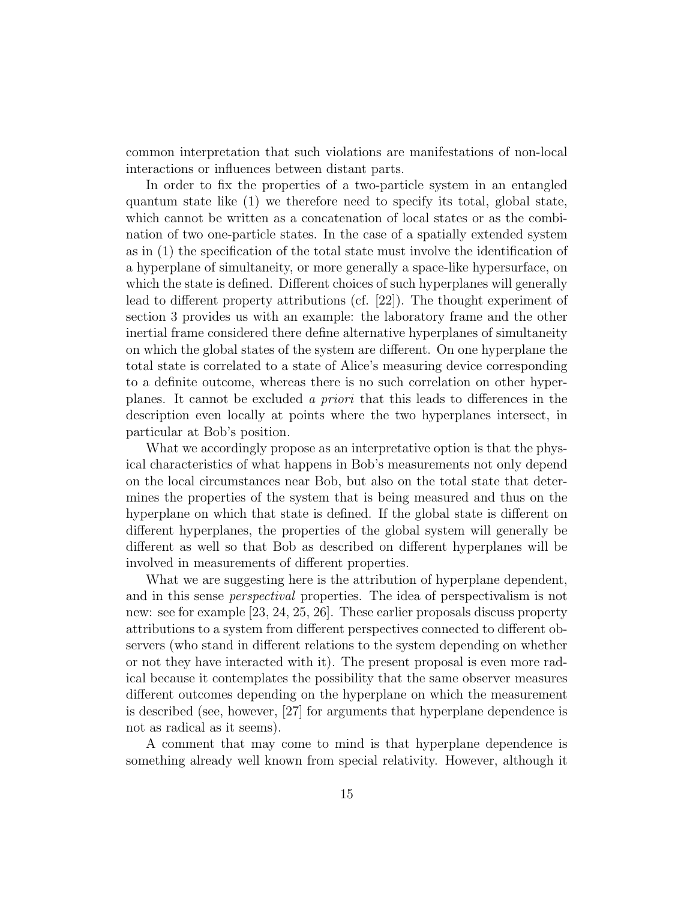common interpretation that such violations are manifestations of non-local interactions or influences between distant parts.

In order to fix the properties of a two-particle system in an entangled quantum state like (1) we therefore need to specify its total, global state, which cannot be written as a concatenation of local states or as the combination of two one-particle states. In the case of a spatially extended system as in (1) the specification of the total state must involve the identification of a hyperplane of simultaneity, or more generally a space-like hypersurface, on which the state is defined. Different choices of such hyperplanes will generally lead to different property attributions (cf. [22]). The thought experiment of section 3 provides us with an example: the laboratory frame and the other inertial frame considered there define alternative hyperplanes of simultaneity on which the global states of the system are different. On one hyperplane the total state is correlated to a state of Alice's measuring device corresponding to a definite outcome, whereas there is no such correlation on other hyperplanes. It cannot be excluded *a priori* that this leads to differences in the description even locally at points where the two hyperplanes intersect, in particular at Bob's position.

What we accordingly propose as an interpretative option is that the physical characteristics of what happens in Bob's measurements not only depend on the local circumstances near Bob, but also on the total state that determines the properties of the system that is being measured and thus on the hyperplane on which that state is defined. If the global state is different on different hyperplanes, the properties of the global system will generally be different as well so that Bob as described on different hyperplanes will be involved in measurements of different properties.

What we are suggesting here is the attribution of hyperplane dependent, and in this sense *perspectival* properties. The idea of perspectivalism is not new: see for example [23, 24, 25, 26]. These earlier proposals discuss property attributions to a system from different perspectives connected to different observers (who stand in different relations to the system depending on whether or not they have interacted with it). The present proposal is even more radical because it contemplates the possibility that the same observer measures different outcomes depending on the hyperplane on which the measurement is described (see, however, [27] for arguments that hyperplane dependence is not as radical as it seems).

A comment that may come to mind is that hyperplane dependence is something already well known from special relativity. However, although it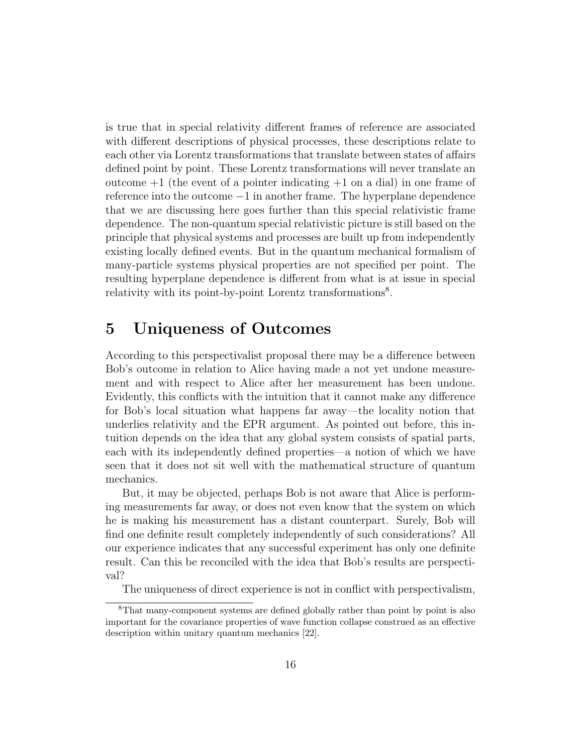is true that in special relativity different frames of reference are associated with different descriptions of physical processes, these descriptions relate to each other via Lorentz transformations that translate between states of affairs defined point by point. These Lorentz transformations will never translate an outcome $+1$ (the event of a pointer indicating $+1$ on a dial) in one frame of reference into the outcome $-1$ in another frame. The hyperplane dependence that we are discussing here goes further than this special relativistic frame dependence. The non-quantum special relativistic picture is still based on the principle that physical systems and processes are built up from independently existing locally defined events. But in the quantum mechanical formalism of many-particle systems physical properties are not specified per point. The resulting hyperplane dependence is different from what is at issue in special relativity with its point-by-point Lorentz transformations[8].

# 5 Uniqueness of Outcomes

According to this perspectivalist proposal there may be a difference between Bob's outcome in relation to Alice having made a not yet undone measurement and with respect to Alice after her measurement has been undone. Evidently, this conflicts with the intuition that it cannot make any difference for Bob's local situation what happens far away—the locality notion that underlies relativity and the EPR argument. As pointed out before, this intuition depends on the idea that any global system consists of spatial parts, each with its independently defined properties—a notion of which we have seen that it does not sit well with the mathematical structure of quantum mechanics.

But, it may be objected, perhaps Bob is not aware that Alice is performing measurements far away, or does not even know that the system on which he is making his measurement has a distant counterpart. Surely, Bob will find one definite result completely independently of such considerations? All our experience indicates that any successful experiment has only one definite result. Can this be reconciled with the idea that Bob's results are perspectival?

The uniqueness of direct experience is not in conflict with perspectivalism,

[8] That many-component systems are defined globally rather than point by point is also important for the covariance properties of wave function collapse construed as an effective description within unitary quantum mechanics [22].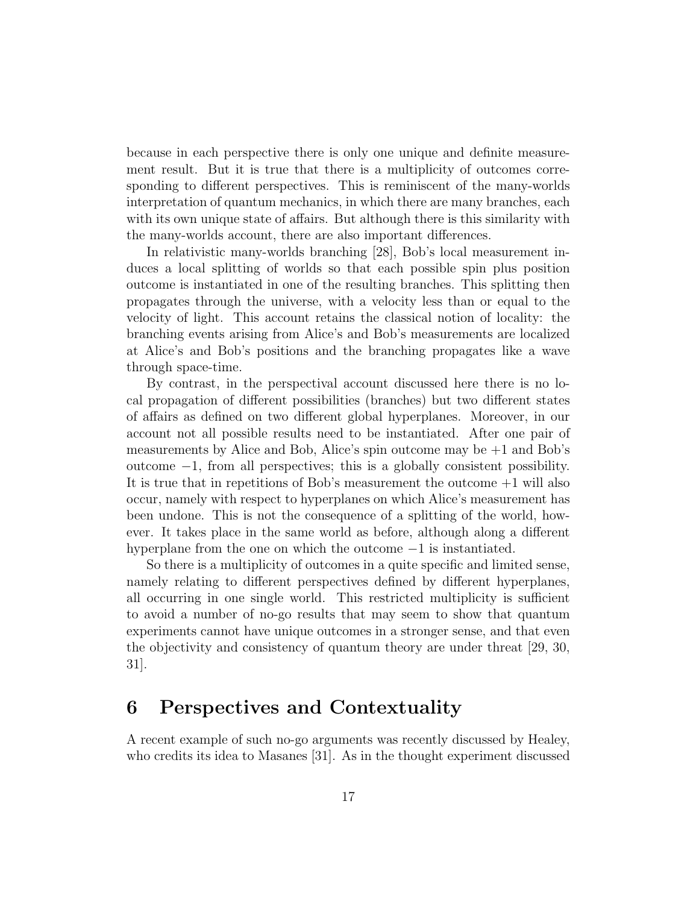because in each perspective there is only one unique and definite measurement result. But it is true that there is a multiplicity of outcomes corresponding to different perspectives. This is reminiscent of the many-worlds interpretation of quantum mechanics, in which there are many branches, each with its own unique state of affairs. But although there is this similarity with the many-worlds account, there are also important differences.

In relativistic many-worlds branching [28], Bob's local measurement induces a local splitting of worlds so that each possible spin plus position outcome is instantiated in one of the resulting branches. This splitting then propagates through the universe, with a velocity less than or equal to the velocity of light. This account retains the classical notion of locality: the branching events arising from Alice's and Bob's measurements are localized at Alice's and Bob's positions and the branching propagates like a wave through space-time.

By contrast, in the perspectival account discussed here there is no local propagation of different possibilities (branches) but two different states of affairs as defined on two different global hyperplanes. Moreover, in our account not all possible results need to be instantiated. After one pair of measurements by Alice and Bob, Alice's spin outcome may be $+1$ and Bob's outcome $-1$, from all perspectives; this is a globally consistent possibility. It is true that in repetitions of Bob's measurement the outcome $+1$ will also occur, namely with respect to hyperplanes on which Alice's measurement has been undone. This is not the consequence of a splitting of the world, however. It takes place in the same world as before, although along a different hyperplane from the one on which the outcome $-1$ is instantiated.

So there is a multiplicity of outcomes in a quite specific and limited sense, namely relating to different perspectives defined by different hyperplanes, all occurring in one single world. This restricted multiplicity is sufficient to avoid a number of no-go results that may seem to show that quantum experiments cannot have unique outcomes in a stronger sense, and that even the objectivity and consistency of quantum theory are under threat [29, 30, 31].

# 6 Perspectives and Contextuality

A recent example of such no-go arguments was recently discussed by Healey, who credits its idea to Masanes [31]. As in the thought experiment discussed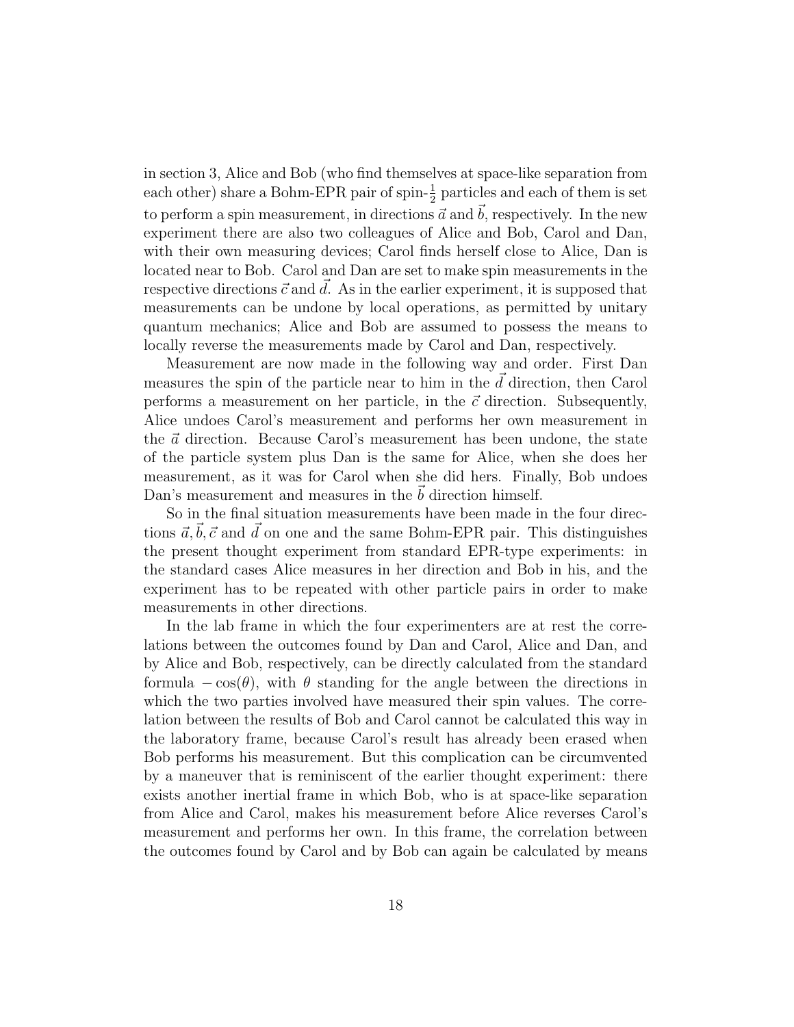in section 3, Alice and Bob (who find themselves at space-like separation from each other) share a Bohm-EPR pair of spin-$\frac{1}{2}$ particles and each of them is set to perform a spin measurement, in directions $\vec{a}$ and $\vec{b}$, respectively. In the new experiment there are also two colleagues of Alice and Bob, Carol and Dan, with their own measuring devices; Carol finds herself close to Alice, Dan is located near to Bob. Carol and Dan are set to make spin measurements in the respective directions $\vec{c}$ and $\vec{d}$. As in the earlier experiment, it is supposed that measurements can be undone by local operations, as permitted by unitary quantum mechanics; Alice and Bob are assumed to possess the means to locally reverse the measurements made by Carol and Dan, respectively.

Measurement are now made in the following way and order. First Dan measures the spin of the particle near to him in the $\vec{d}$ direction, then Carol performs a measurement on her particle, in the $\vec{c}$ direction. Subsequently, Alice undoes Carol's measurement and performs her own measurement in the $\vec{a}$ direction. Because Carol's measurement has been undone, the state of the particle system plus Dan is the same for Alice, when she does her measurement, as it was for Carol when she did hers. Finally, Bob undoes Dan's measurement and measures in the $\vec{b}$ direction himself.

So in the final situation measurements have been made in the four directions $\vec{a}, \vec{b}, \vec{c}$ and $\vec{d}$ on one and the same Bohm-EPR pair. This distinguishes the present thought experiment from standard EPR-type experiments: in the standard cases Alice measures in her direction and Bob in his, and the experiment has to be repeated with other particle pairs in order to make measurements in other directions.

In the lab frame in which the four experimenters are at rest the correlations between the outcomes found by Dan and Carol, Alice and Dan, and by Alice and Bob, respectively, can be directly calculated from the standard formula $-\cos(\theta)$, with $\theta$ standing for the angle between the directions in which the two parties involved have measured their spin values. The correlation between the results of Bob and Carol cannot be calculated this way in the laboratory frame, because Carol's result has already been erased when Bob performs his measurement. But this complication can be circumvented by a maneuver that is reminiscent of the earlier thought experiment: there exists another inertial frame in which Bob, who is at space-like separation from Alice and Carol, makes his measurement before Alice reverses Carol's measurement and performs her own. In this frame, the correlation between the outcomes found by Carol and by Bob can again be calculated by means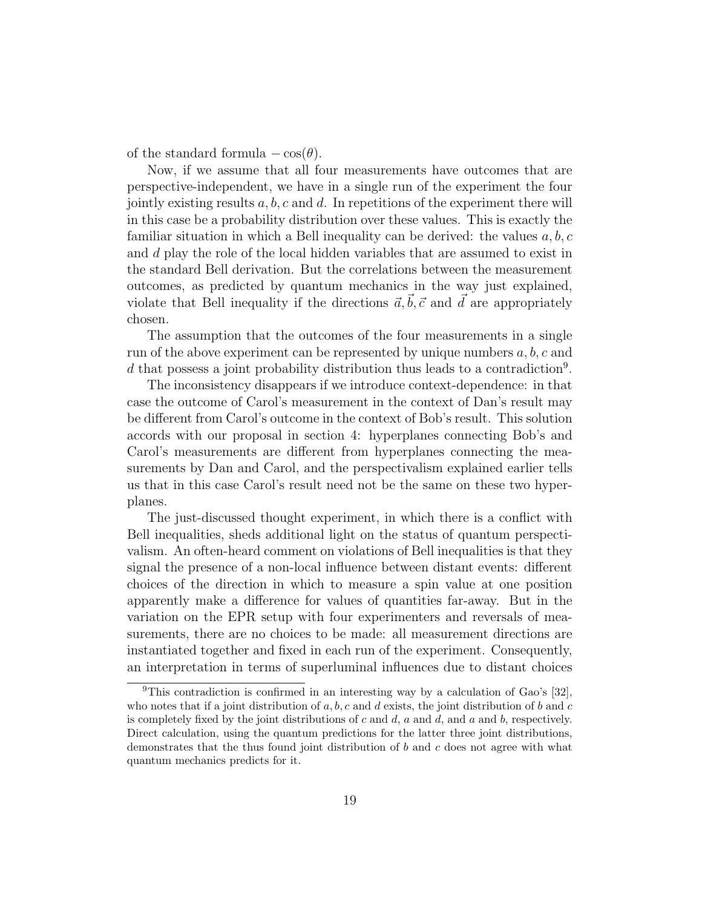of the standard formula $-\cos(\theta)$.

Now, if we assume that all four measurements have outcomes that are perspective-independent, we have in a single run of the experiment the four jointly existing results $a, b, c$ and $d$. In repetitions of the experiment there will in this case be a probability distribution over these values. This is exactly the familiar situation in which a Bell inequality can be derived: the values $a, b, c$ and $d$ play the role of the local hidden variables that are assumed to exist in the standard Bell derivation. But the correlations between the measurement outcomes, as predicted by quantum mechanics in the way just explained, violate that Bell inequality if the directions $\vec{a}, \vec{b}, \vec{c}$ and $\vec{d}$ are appropriately chosen.

The assumption that the outcomes of the four measurements in a single run of the above experiment can be represented by unique numbers $a, b, c$ and $d$ that possess a joint probability distribution thus leads to a contradiction[9].

The inconsistency disappears if we introduce context-dependence: in that case the outcome of Carol's measurement in the context of Dan's result may be different from Carol's outcome in the context of Bob's result. This solution accords with our proposal in section 4: hyperplanes connecting Bob's and Carol's measurements are different from hyperplanes connecting the measurements by Dan and Carol, and the perspectivalism explained earlier tells us that in this case Carol's result need not be the same on these two hyperplanes.

The just-discussed thought experiment, in which there is a conflict with Bell inequalities, sheds additional light on the status of quantum perspectivalism. An often-heard comment on violations of Bell inequalities is that they signal the presence of a non-local influence between distant events: different choices of the direction in which to measure a spin value at one position apparently make a difference for values of quantities far-away. But in the variation on the EPR setup with four experimenters and reversals of measurements, there are no choices to be made: all measurement directions are instantiated together and fixed in each run of the experiment. Consequently, an interpretation in terms of superluminal influences due to distant choices

[9] This contradiction is confirmed in an interesting way by a calculation of Gao's [32], who notes that if a joint distribution of $a, b, c$ and $d$ exists, the joint distribution of $b$ and $c$ is completely fixed by the joint distributions of $c$ and $d$, $a$ and $d$, and $a$ and $b$, respectively. Direct calculation, using the quantum predictions for the latter three joint distributions, demonstrates that the thus found joint distribution of $b$ and $c$ does not agree with what quantum mechanics predicts for it.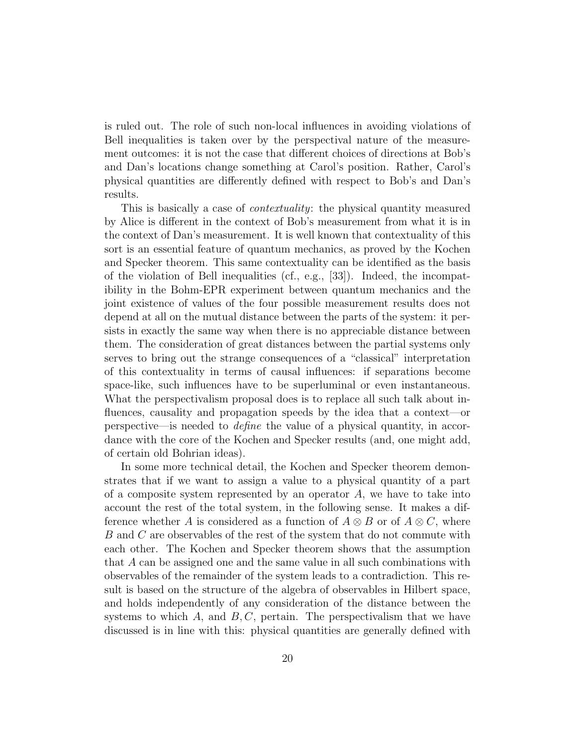is ruled out. The role of such non-local influences in avoiding violations of Bell inequalities is taken over by the perspectival nature of the measurement outcomes: it is not the case that different choices of directions at Bob's and Dan's locations change something at Carol's position. Rather, Carol's physical quantities are differently defined with respect to Bob's and Dan's results.

This is basically a case of *contextuality*: the physical quantity measured by Alice is different in the context of Bob's measurement from what it is in the context of Dan's measurement. It is well known that contextuality of this sort is an essential feature of quantum mechanics, as proved by the Kochen and Specker theorem. This same contextuality can be identified as the basis of the violation of Bell inequalities (cf., e.g., [33]). Indeed, the incompatibility in the Bohm-EPR experiment between quantum mechanics and the joint existence of values of the four possible measurement results does not depend at all on the mutual distance between the parts of the system: it persists in exactly the same way when there is no appreciable distance between them. The consideration of great distances between the partial systems only serves to bring out the strange consequences of a "classical" interpretation of this contextuality in terms of causal influences: if separations become space-like, such influences have to be superluminal or even instantaneous. What the perspectivalism proposal does is to replace all such talk about influences, causality and propagation speeds by the idea that a context—or perspective—is needed to *define* the value of a physical quantity, in accordance with the core of the Kochen and Specker results (and, one might add, of certain old Bohrian ideas).

In some more technical detail, the Kochen and Specker theorem demonstrates that if we want to assign a value to a physical quantity of a part of a composite system represented by an operator $A$, we have to take into account the rest of the total system, in the following sense. It makes a difference whether $A$ is considered as a function of $A \otimes B$ or of $A \otimes C$, where $B$ and $C$ are observables of the rest of the system that do not commute with each other. The Kochen and Specker theorem shows that the assumption that $A$ can be assigned one and the same value in all such combinations with observables of the remainder of the system leads to a contradiction. This result is based on the structure of the algebra of observables in Hilbert space, and holds independently of any consideration of the distance between the systems to which $A$, and $B, C$, pertain. The perspectivalism that we have discussed is in line with this: physical quantities are generally defined with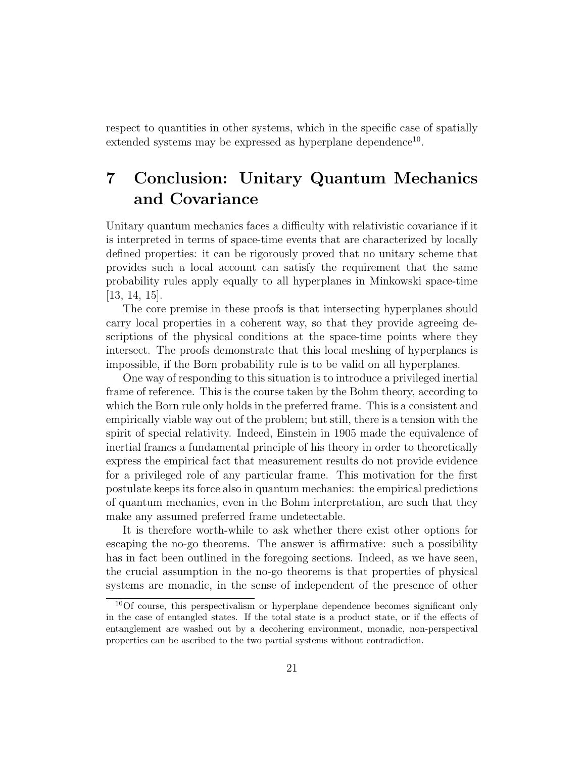respect to quantities in other systems, which in the specific case of spatially extended systems may be expressed as hyperplane dependence[10].

# 7 Conclusion: Unitary Quantum Mechanics and Covariance

Unitary quantum mechanics faces a difficulty with relativistic covariance if it is interpreted in terms of space-time events that are characterized by locally defined properties: it can be rigorously proved that no unitary scheme that provides such a local account can satisfy the requirement that the same probability rules apply equally to all hyperplanes in Minkowski space-time [13, 14, 15].

The core premise in these proofs is that intersecting hyperplanes should carry local properties in a coherent way, so that they provide agreeing descriptions of the physical conditions at the space-time points where they intersect. The proofs demonstrate that this local meshing of hyperplanes is impossible, if the Born probability rule is to be valid on all hyperplanes.

One way of responding to this situation is to introduce a privileged inertial frame of reference. This is the course taken by the Bohm theory, according to which the Born rule only holds in the preferred frame. This is a consistent and empirically viable way out of the problem; but still, there is a tension with the spirit of special relativity. Indeed, Einstein in 1905 made the equivalence of inertial frames a fundamental principle of his theory in order to theoretically express the empirical fact that measurement results do not provide evidence for a privileged role of any particular frame. This motivation for the first postulate keeps its force also in quantum mechanics: the empirical predictions of quantum mechanics, even in the Bohm interpretation, are such that they make any assumed preferred frame undetectable.

It is therefore worth-while to ask whether there exist other options for escaping the no-go theorems. The answer is affirmative: such a possibility has in fact been outlined in the foregoing sections. Indeed, as we have seen, the crucial assumption in the no-go theorems is that properties of physical systems are monadic, in the sense of independent of the presence of other

[10] Of course, this perspectivalism or hyperplane dependence becomes significant only in the case of entangled states. If the total state is a product state, or if the effects of entanglement are washed out by a decohering environment, monadic, non-perspectival properties can be ascribed to the two partial systems without contradiction.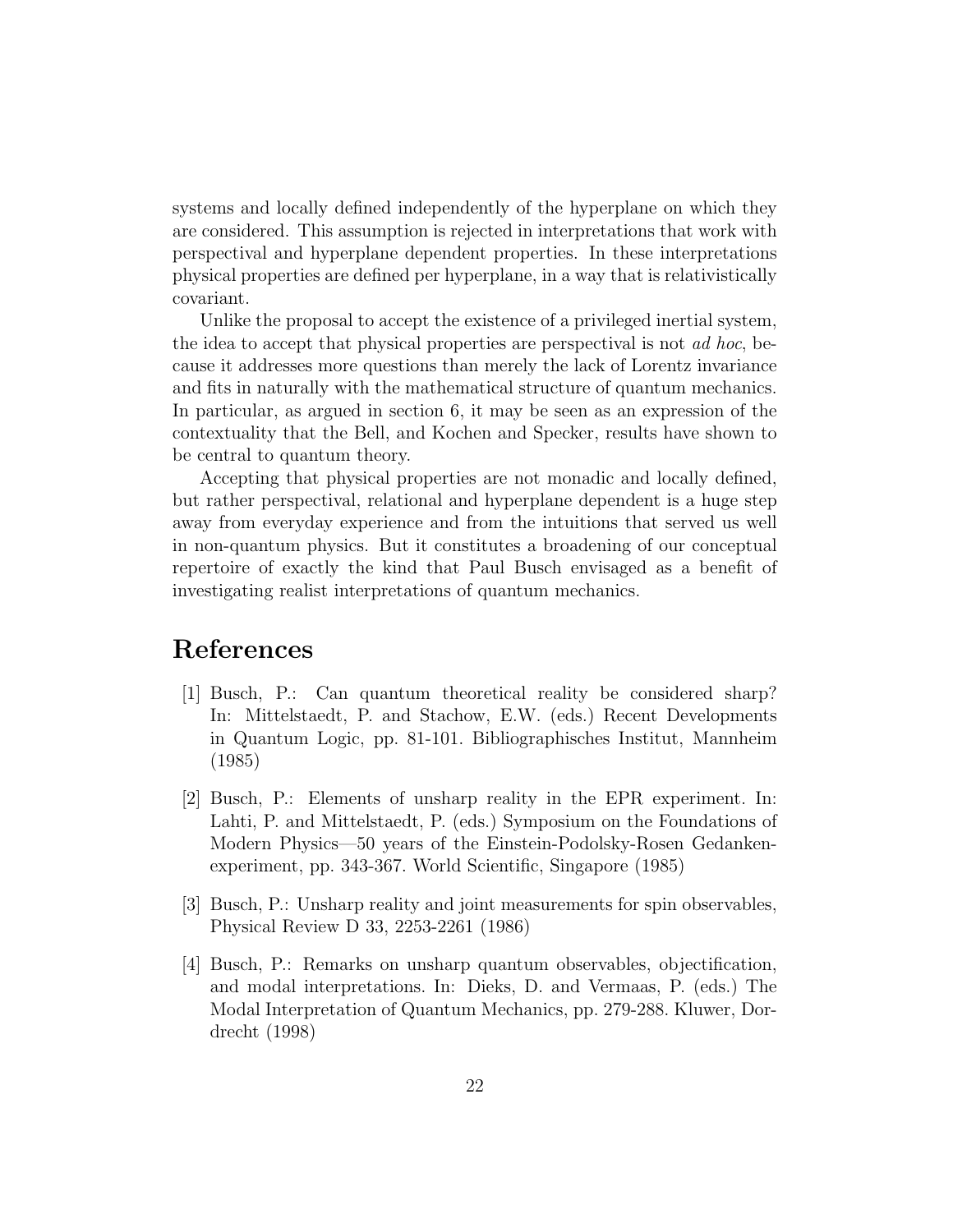systems and locally defined independently of the hyperplane on which they are considered. This assumption is rejected in interpretations that work with perspectival and hyperplane dependent properties. In these interpretations physical properties are defined per hyperplane, in a way that is relativistically covariant.

Unlike the proposal to accept the existence of a privileged inertial system, the idea to accept that physical properties are perspectival is not *ad hoc*, because it addresses more questions than merely the lack of Lorentz invariance and fits in naturally with the mathematical structure of quantum mechanics. In particular, as argued in section 6, it may be seen as an expression of the contextuality that the Bell, and Kochen and Specker, results have shown to be central to quantum theory.

Accepting that physical properties are not monadic and locally defined, but rather perspectival, relational and hyperplane dependent is a huge step away from everyday experience and from the intuitions that served us well in non-quantum physics. But it constitutes a broadening of our conceptual repertoire of exactly the kind that Paul Busch envisaged as a benefit of investigating realist interpretations of quantum mechanics.

# References

[1] Busch, P.: Can quantum theoretical reality be considered sharp? In: Mittelstaedt, P. and Stachow, E.W. (eds.) Recent Developments in Quantum Logic, pp. 81-101. Bibliographisches Institut, Mannheim (1985)

[2] Busch, P.: Elements of unsharp reality in the EPR experiment. In: Lahti, P. and Mittelstaedt, P. (eds.) Symposium on the Foundations of Modern Physics—50 years of the Einstein-Podolsky-Rosen Gedankenexperiment, pp. 343-367. World Scientific, Singapore (1985)

[3] Busch, P.: Unsharp reality and joint measurements for spin observables, Physical Review D 33, 2253-2261 (1986)

[4] Busch, P.: Remarks on unsharp quantum observables, objectification, and modal interpretations. In: Dieks, D. and Vermaas, P. (eds.) The Modal Interpretation of Quantum Mechanics, pp. 279-288. Kluwer, Dordrecht (1998)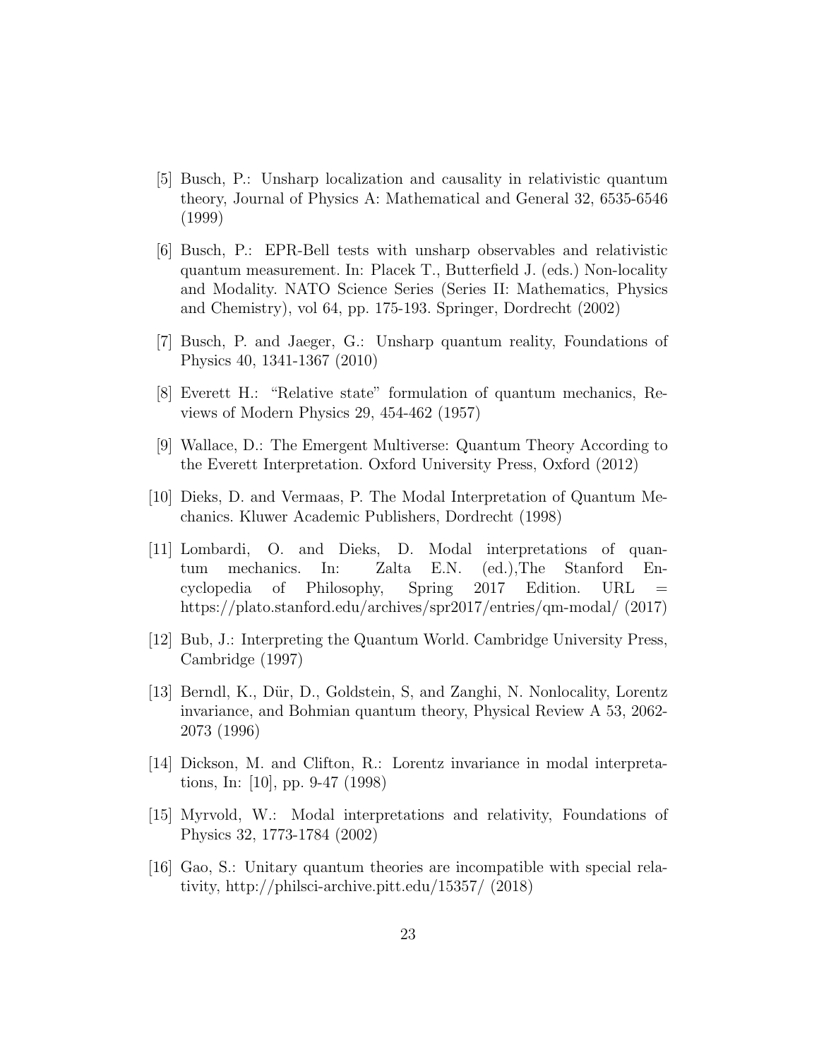[5] Busch, P.: Unsharp localization and causality in relativistic quantum theory, Journal of Physics A: Mathematical and General 32, 6535-6546 (1999)

[6] Busch, P.: EPR-Bell tests with unsharp observables and relativistic quantum measurement. In: Placek T., Butterfield J. (eds.) Non-locality and Modality. NATO Science Series (Series II: Mathematics, Physics and Chemistry), vol 64, pp. 175-193. Springer, Dordrecht (2002)

[7] Busch, P. and Jaeger, G.: Unsharp quantum reality, Foundations of Physics 40, 1341-1367 (2010)

[8] Everett H.: "Relative state" formulation of quantum mechanics, Reviews of Modern Physics 29, 454-462 (1957)

[9] Wallace, D.: The Emergent Multiverse: Quantum Theory According to the Everett Interpretation. Oxford University Press, Oxford (2012)

[10] Dieks, D. and Vermaas, P. The Modal Interpretation of Quantum Mechanics. Kluwer Academic Publishers, Dordrecht (1998)

[11] Lombardi, O. and Dieks, D. Modal interpretations of quantum mechanics. In: Zalta E.N. (ed.),The Stanford Encyclopedia of Philosophy, Spring 2017 Edition. URL = https://plato.stanford.edu/archives/spr2017/entries/qm-modal/ (2017)

[12] Bub, J.: Interpreting the Quantum World. Cambridge University Press, Cambridge (1997)

[13] Berndl, K., Dür, D., Goldstein, S, and Zanghi, N. Nonlocality, Lorentz invariance, and Bohmian quantum theory, Physical Review A 53, 2062-2073 (1996)

[14] Dickson, M. and Clifton, R.: Lorentz invariance in modal interpretations, In: [10], pp. 9-47 (1998)

[15] Myrvold, W.: Modal interpretations and relativity, Foundations of Physics 32, 1773-1784 (2002)

[16] Gao, S.: Unitary quantum theories are incompatible with special relativity, http://philsci-archive.pitt.edu/15357/ (2018)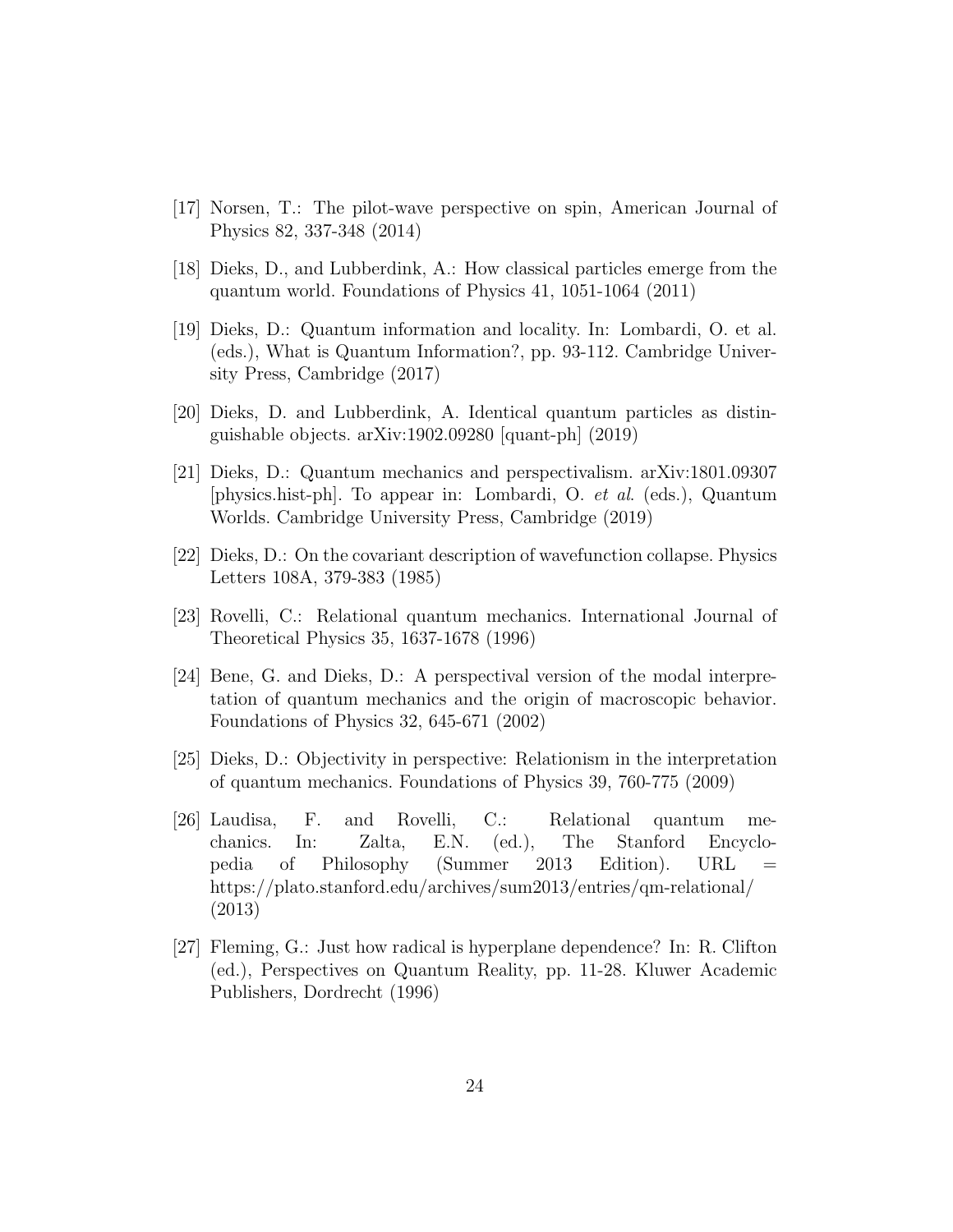[17] Norsen, T.: The pilot-wave perspective on spin, American Journal of Physics 82, 337-348 (2014)

[18] Dieks, D., and Lubberdink, A.: How classical particles emerge from the quantum world. Foundations of Physics 41, 1051-1064 (2011)

[19] Dieks, D.: Quantum information and locality. In: Lombardi, O. et al. (eds.), What is Quantum Information?, pp. 93-112. Cambridge University Press, Cambridge (2017)

[20] Dieks, D. and Lubberdink, A. Identical quantum particles as distinguishable objects. arXiv:1902.09280 [quant-ph] (2019)

[21] Dieks, D.: Quantum mechanics and perspectivalism. arXiv:1801.09307 [physics.hist-ph]. To appear in: Lombardi, O. *et al*. (eds.), Quantum Worlds. Cambridge University Press, Cambridge (2019)

[22] Dieks, D.: On the covariant description of wavefunction collapse. Physics Letters 108A, 379-383 (1985)

[23] Rovelli, C.: Relational quantum mechanics. International Journal of Theoretical Physics 35, 1637-1678 (1996)

[24] Bene, G. and Dieks, D.: A perspectival version of the modal interpretation of quantum mechanics and the origin of macroscopic behavior. Foundations of Physics 32, 645-671 (2002)

[25] Dieks, D.: Objectivity in perspective: Relationism in the interpretation of quantum mechanics. Foundations of Physics 39, 760-775 (2009)

[26] Laudisa, F. and Rovelli, C.: Relational quantum mechanics. In: Zalta, E.N. (ed.), The Stanford Encyclopedia of Philosophy (Summer 2013 Edition). URL = https://plato.stanford.edu/archives/sum2013/entries/qm-relational/ (2013)

[27] Fleming, G.: Just how radical is hyperplane dependence? In: R. Clifton (ed.), Perspectives on Quantum Reality, pp. 11-28. Kluwer Academic Publishers, Dordrecht (1996)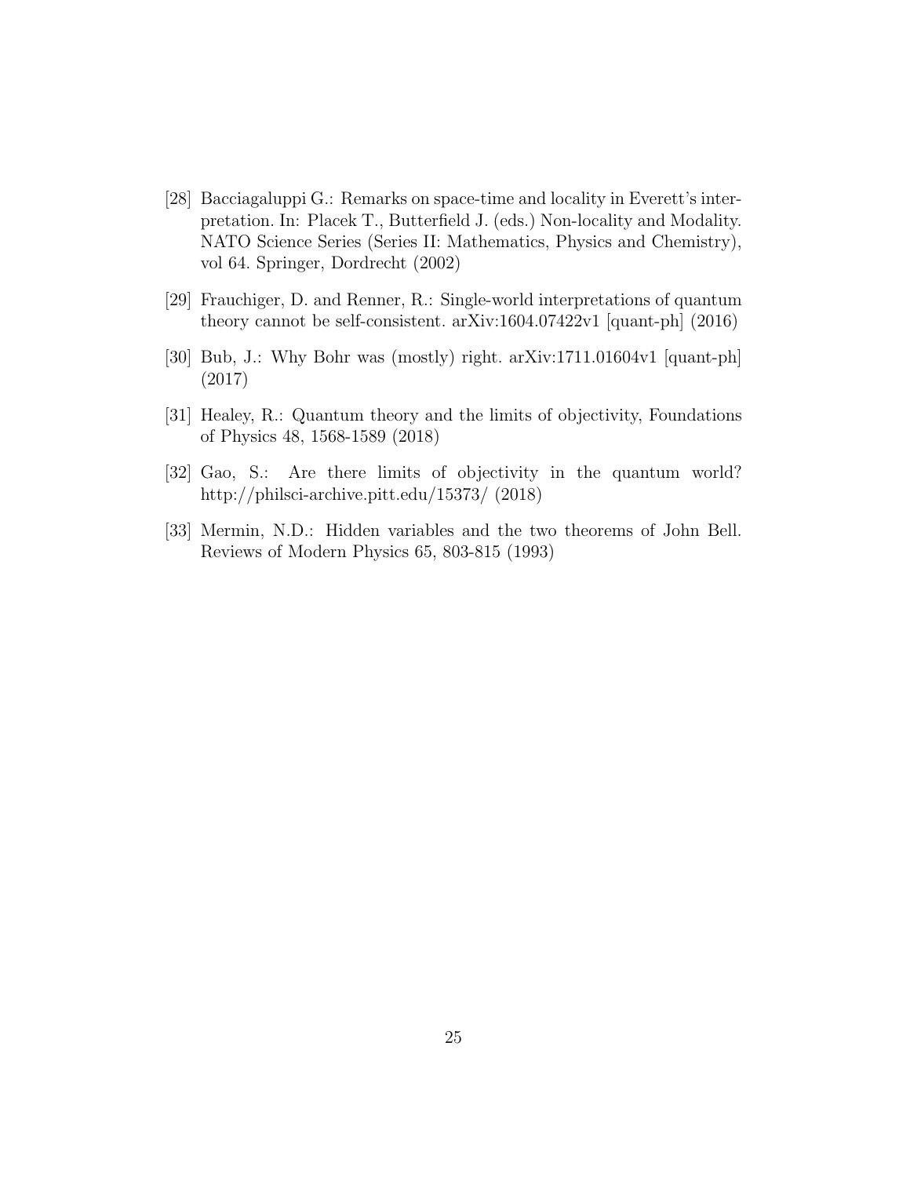[28] Bacciagaluppi G.: Remarks on space-time and locality in Everett's interpretation. In: Placek T., Butterfield J. (eds.) Non-locality and Modality. NATO Science Series (Series II: Mathematics, Physics and Chemistry), vol 64. Springer, Dordrecht (2002)

[29] Frauchiger, D. and Renner, R.: Single-world interpretations of quantum theory cannot be self-consistent. arXiv:1604.07422v1 [quant-ph] (2016)

[30] Bub, J.: Why Bohr was (mostly) right. arXiv:1711.01604v1 [quant-ph] (2017)

[31] Healey, R.: Quantum theory and the limits of objectivity, Foundations of Physics 48, 1568-1589 (2018)

[32] Gao, S.: Are there limits of objectivity in the quantum world? http://philsci-archive.pitt.edu/15373/ (2018)

[33] Mermin, N.D.: Hidden variables and the two theorems of John Bell. Reviews of Modern Physics 65, 803-815 (1993)